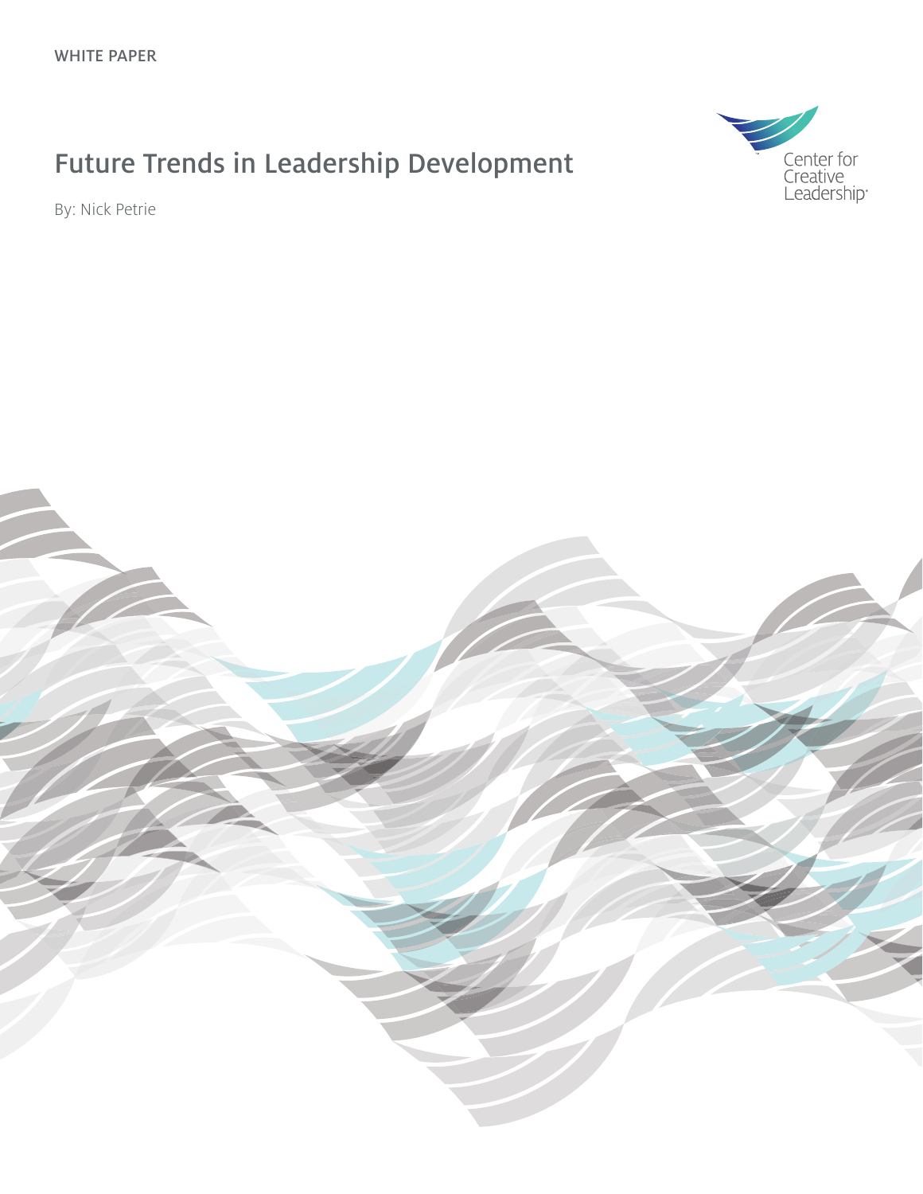WHITE PAPER

# Future Trends in Leadership Development

By: Nick Petrie

Center for Creative Leadership®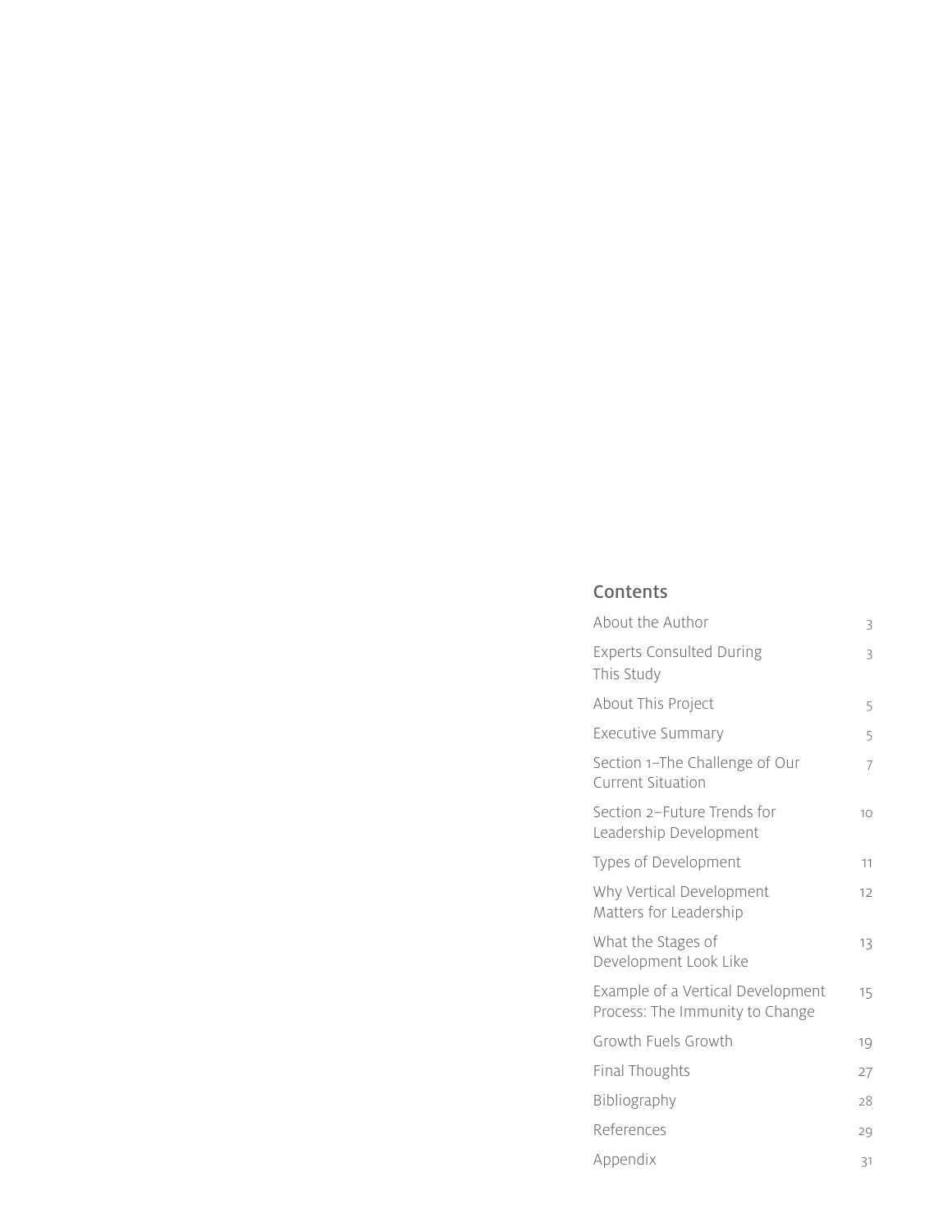## Contents

| | |
|---|---|
| About the Author | 3 |
| Experts Consulted During This Study | 3 |
| About This Project | 5 |
| Executive Summary | 5 |
| Section 1–The Challenge of Our Current Situation | 7 |
| Section 2–Future Trends for Leadership Development | 10 |
| Types of Development | 11 |
| Why Vertical Development Matters for Leadership | 12 |
| What the Stages of Development Look Like | 13 |
| Example of a Vertical Development Process: The Immunity to Change | 15 |
| Growth Fuels Growth | 19 |
| Final Thoughts | 27 |
| Bibliography | 28 |
| References | 29 |
| Appendix | 31 |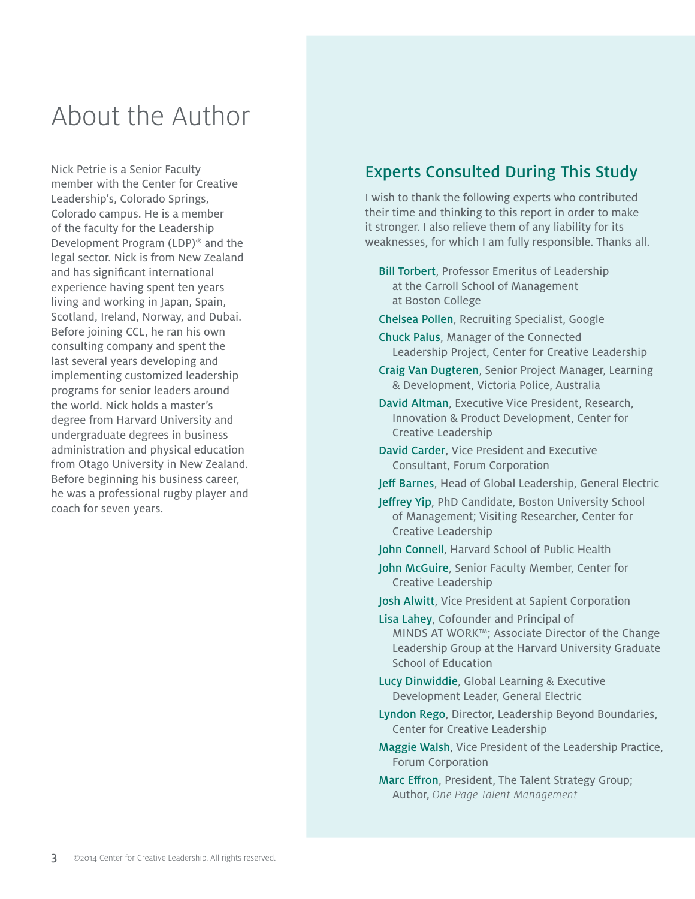# About the Author

Nick Petrie is a Senior Faculty member with the Center for Creative Leadership's, Colorado Springs, Colorado campus. He is a member of the faculty for the Leadership Development Program (LDP)® and the legal sector. Nick is from New Zealand and has significant international experience having spent ten years living and working in Japan, Spain, Scotland, Ireland, Norway, and Dubai. Before joining CCL, he ran his own consulting company and spent the last several years developing and implementing customized leadership programs for senior leaders around the world. Nick holds a master's degree from Harvard University and undergraduate degrees in business administration and physical education from Otago University in New Zealand. Before beginning his business career, he was a professional rugby player and coach for seven years.

## Experts Consulted During This Study

I wish to thank the following experts who contributed their time and thinking to this report in order to make it stronger. I also relieve them of any liability for its weaknesses, for which I am fully responsible. Thanks all.

- Bill Torbert, Professor Emeritus of Leadership at the Carroll School of Management at Boston College
- Chelsea Pollen, Recruiting Specialist, Google
- Chuck Palus, Manager of the Connected Leadership Project, Center for Creative Leadership
- Craig Van Dugteren, Senior Project Manager, Learning & Development, Victoria Police, Australia
- David Altman, Executive Vice President, Research, Innovation & Product Development, Center for Creative Leadership
- David Carder, Vice President and Executive Consultant, Forum Corporation
- Jeff Barnes, Head of Global Leadership, General Electric
- Jeffrey Yip, PhD Candidate, Boston University School of Management; Visiting Researcher, Center for Creative Leadership
- John Connell, Harvard School of Public Health
- John McGuire, Senior Faculty Member, Center for Creative Leadership
- Josh Alwitt, Vice President at Sapient Corporation
- Lisa Lahey, Cofounder and Principal of MINDS AT WORK™; Associate Director of the Change Leadership Group at the Harvard University Graduate School of Education
- Lucy Dinwiddie, Global Learning & Executive Development Leader, General Electric
- Lyndon Rego, Director, Leadership Beyond Boundaries, Center for Creative Leadership
- Maggie Walsh, Vice President of the Leadership Practice, Forum Corporation
- Marc Effron, President, The Talent Strategy Group; Author, *One Page Talent Management*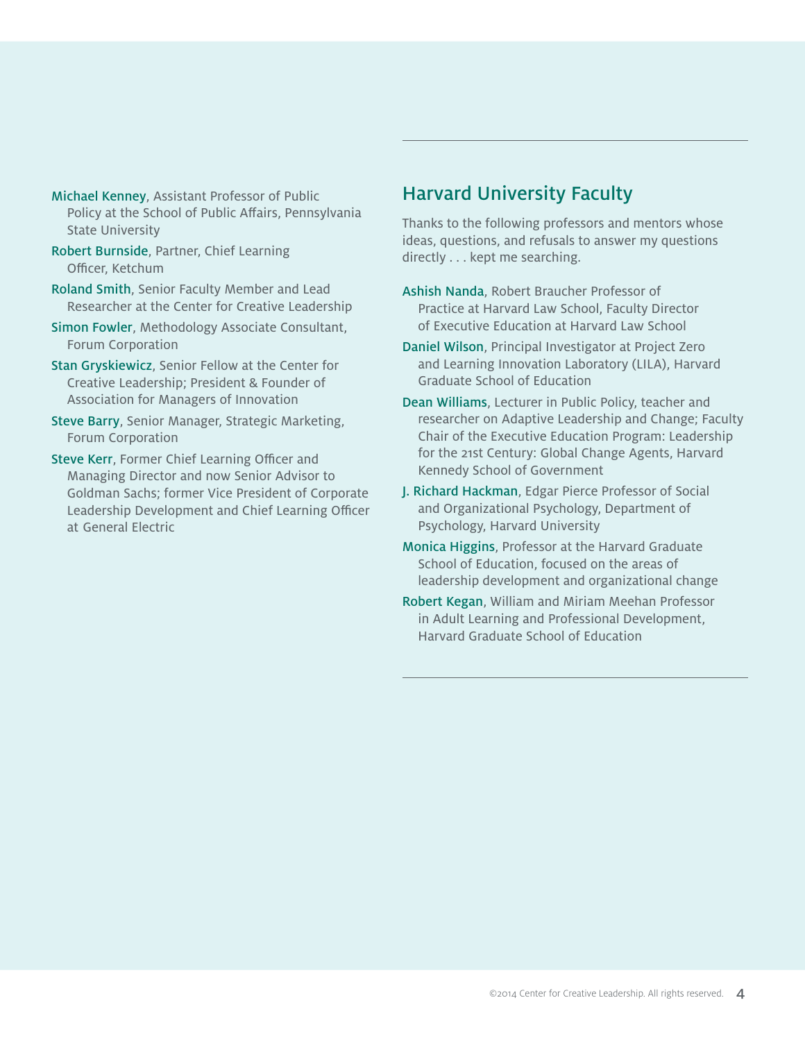**Michael Kenney**, Assistant Professor of Public Policy at the School of Public Affairs, Pennsylvania State University

**Robert Burnside**, Partner, Chief Learning Officer, Ketchum

**Roland Smith**, Senior Faculty Member and Lead Researcher at the Center for Creative Leadership

**Simon Fowler**, Methodology Associate Consultant, Forum Corporation

**Stan Gryskiewicz**, Senior Fellow at the Center for Creative Leadership; President & Founder of Association for Managers of Innovation

**Steve Barry**, Senior Manager, Strategic Marketing, Forum Corporation

**Steve Kerr**, Former Chief Learning Officer and Managing Director and now Senior Advisor to Goldman Sachs; former Vice President of Corporate Leadership Development and Chief Learning Officer at General Electric

## Harvard University Faculty

Thanks to the following professors and mentors whose ideas, questions, and refusals to answer my questions directly . . . kept me searching.

**Ashish Nanda**, Robert Braucher Professor of Practice at Harvard Law School, Faculty Director of Executive Education at Harvard Law School

**Daniel Wilson**, Principal Investigator at Project Zero and Learning Innovation Laboratory (LILA), Harvard Graduate School of Education

**Dean Williams**, Lecturer in Public Policy, teacher and researcher on Adaptive Leadership and Change; Faculty Chair of the Executive Education Program: Leadership for the 21st Century: Global Change Agents, Harvard Kennedy School of Government

**J. Richard Hackman**, Edgar Pierce Professor of Social and Organizational Psychology, Department of Psychology, Harvard University

**Monica Higgins**, Professor at the Harvard Graduate School of Education, focused on the areas of leadership development and organizational change

**Robert Kegan**, William and Miriam Meehan Professor in Adult Learning and Professional Development, Harvard Graduate School of Education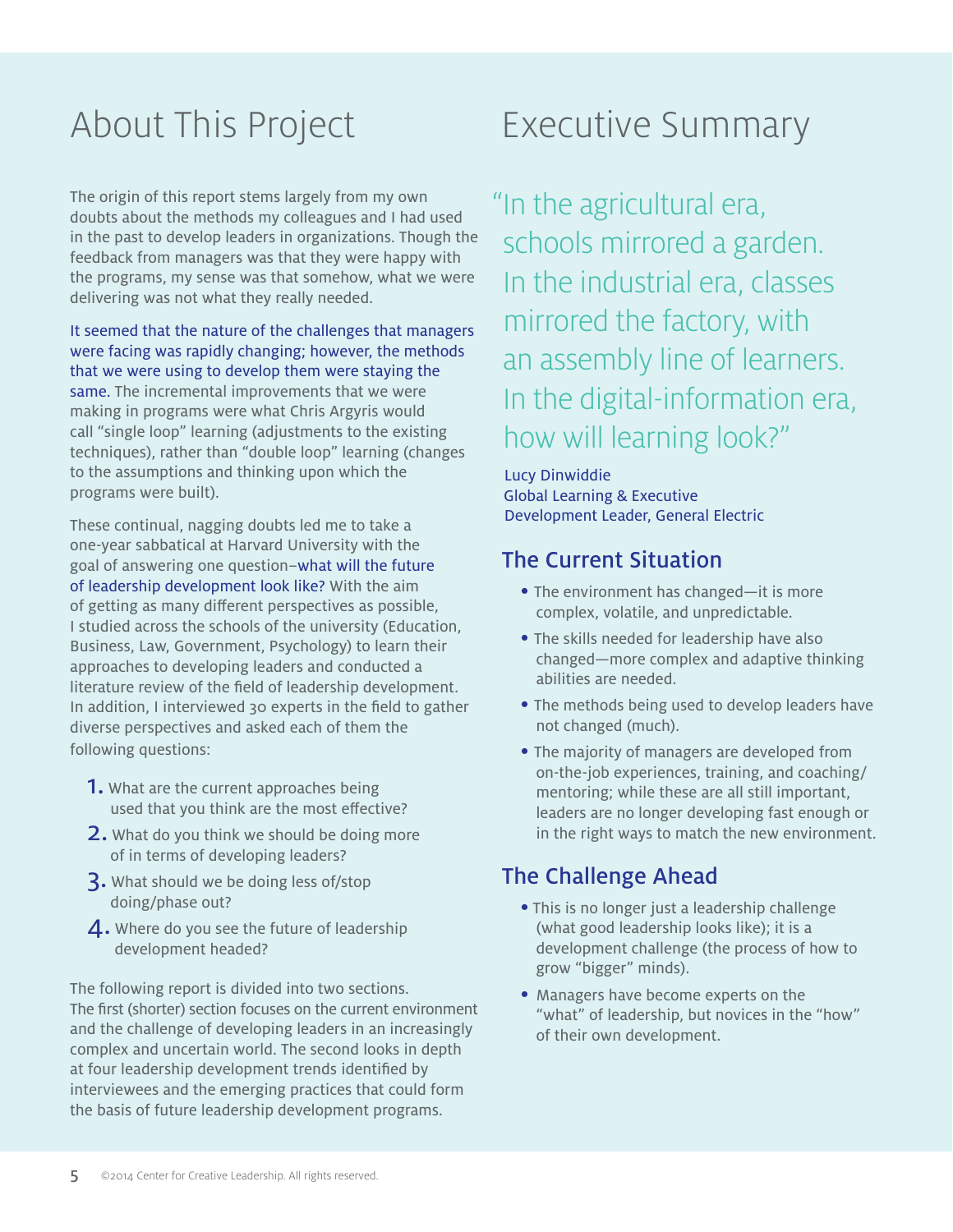# About This Project

The origin of this report stems largely from my own doubts about the methods my colleagues and I had used in the past to develop leaders in organizations. Though the feedback from managers was that they were happy with the programs, my sense was that somehow, what we were delivering was not what they really needed.

It seemed that the nature of the challenges that managers were facing was rapidly changing; however, the methods that we were using to develop them were staying the same. The incremental improvements that we were making in programs were what Chris Argyris would call "single loop" learning (adjustments to the existing techniques), rather than "double loop" learning (changes to the assumptions and thinking upon which the programs were built).

These continual, nagging doubts led me to take a one-year sabbatical at Harvard University with the goal of answering one question–what will the future of leadership development look like? With the aim of getting as many different perspectives as possible, I studied across the schools of the university (Education, Business, Law, Government, Psychology) to learn their approaches to developing leaders and conducted a literature review of the field of leadership development. In addition, I interviewed 30 experts in the field to gather diverse perspectives and asked each of them the following questions:

1. What are the current approaches being used that you think are the most effective?
2. What do you think we should be doing more of in terms of developing leaders?
3. What should we be doing less of/stop doing/phase out?
4. Where do you see the future of leadership development headed?

The following report is divided into two sections. The first (shorter) section focuses on the current environment and the challenge of developing leaders in an increasingly complex and uncertain world. The second looks in depth at four leadership development trends identified by interviewees and the emerging practices that could form the basis of future leadership development programs.

# Executive Summary

> "In the agricultural era, schools mirrored a garden. In the industrial era, classes mirrored the factory, with an assembly line of learners. In the digital-information era, how will learning look?"
>
> Lucy Dinwiddie
> Global Learning & Executive Development Leader, General Electric

## The Current Situation

- The environment has changed—it is more complex, volatile, and unpredictable.
- The skills needed for leadership have also changed—more complex and adaptive thinking abilities are needed.
- The methods being used to develop leaders have not changed (much).
- The majority of managers are developed from on-the-job experiences, training, and coaching/mentoring; while these are all still important, leaders are no longer developing fast enough or in the right ways to match the new environment.

## The Challenge Ahead

- This is no longer just a leadership challenge (what good leadership looks like); it is a development challenge (the process of how to grow "bigger" minds).
- Managers have become experts on the "what" of leadership, but novices in the "how" of their own development.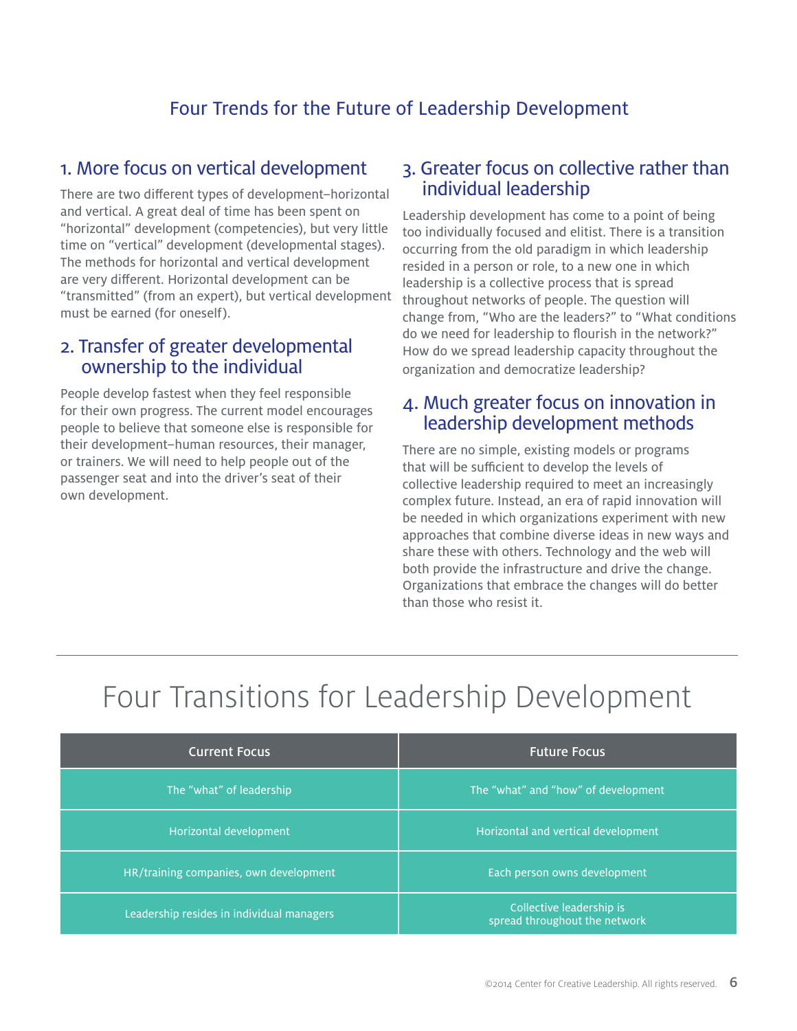## Four Trends for the Future of Leadership Development

### 1. More focus on vertical development

There are two different types of development–horizontal and vertical. A great deal of time has been spent on "horizontal" development (competencies), but very little time on "vertical" development (developmental stages). The methods for horizontal and vertical development are very different. Horizontal development can be "transmitted" (from an expert), but vertical development must be earned (for oneself).

### 2. Transfer of greater developmental ownership to the individual

People develop fastest when they feel responsible for their own progress. The current model encourages people to believe that someone else is responsible for their development–human resources, their manager, or trainers. We will need to help people out of the passenger seat and into the driver's seat of their own development.

### 3. Greater focus on collective rather than individual leadership

Leadership development has come to a point of being too individually focused and elitist. There is a transition occurring from the old paradigm in which leadership resided in a person or role, to a new one in which leadership is a collective process that is spread throughout networks of people. The question will change from, "Who are the leaders?" to "What conditions do we need for leadership to flourish in the network?" How do we spread leadership capacity throughout the organization and democratize leadership?

### 4. Much greater focus on innovation in leadership development methods

There are no simple, existing models or programs that will be sufficient to develop the levels of collective leadership required to meet an increasingly complex future. Instead, an era of rapid innovation will be needed in which organizations experiment with new approaches that combine diverse ideas in new ways and share these with others. Technology and the web will both provide the infrastructure and drive the change. Organizations that embrace the changes will do better than those who resist it.

# Four Transitions for Leadership Development

| Current Focus | Future Focus |
| --- | --- |
| The "what" of leadership | The "what" and "how" of development |
| Horizontal development | Horizontal and vertical development |
| HR/training companies, own development | Each person owns development |
| Leadership resides in individual managers | Collective leadership is spread throughout the network |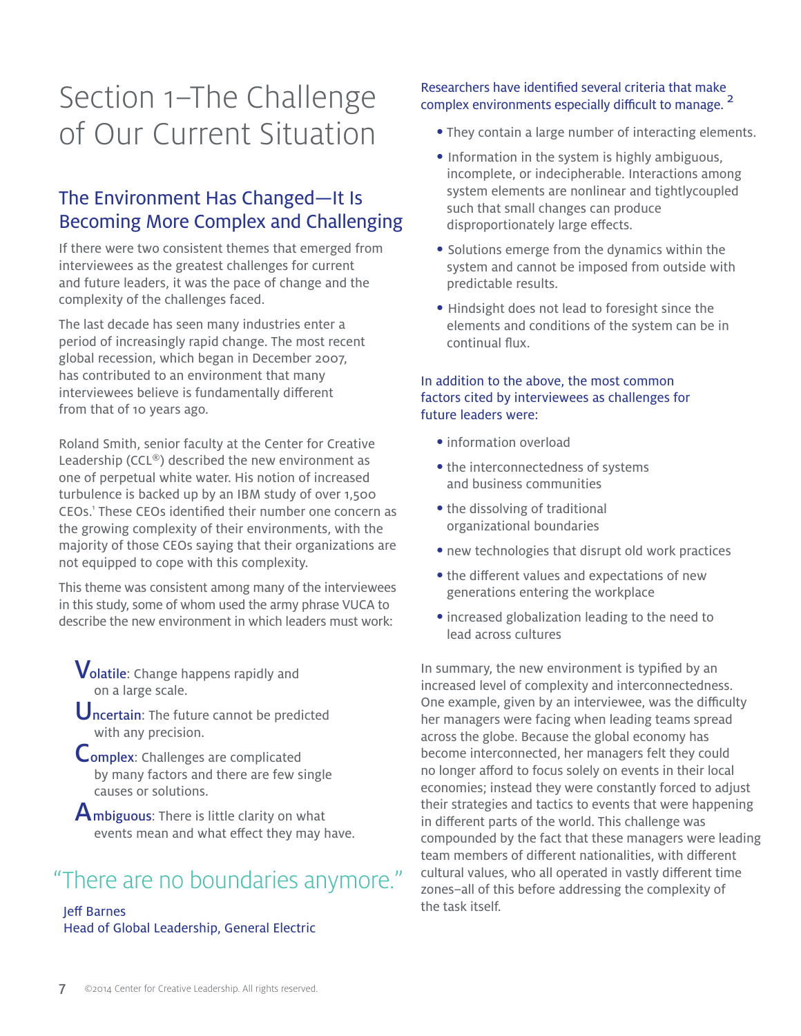# Section 1–The Challenge of Our Current Situation

## The Environment Has Changed—It Is Becoming More Complex and Challenging

If there were two consistent themes that emerged from interviewees as the greatest challenges for current and future leaders, it was the pace of change and the complexity of the challenges faced.

The last decade has seen many industries enter a period of increasingly rapid change. The most recent global recession, which began in December 2007, has contributed to an environment that many interviewees believe is fundamentally different from that of 10 years ago.

Roland Smith, senior faculty at the Center for Creative Leadership (CCL®) described the new environment as one of perpetual white water. His notion of increased turbulence is backed up by an IBM study of over 1,500 CEOs.[1] These CEOs identified their number one concern as the growing complexity of their environments, with the majority of those CEOs saying that their organizations are not equipped to cope with this complexity.

This theme was consistent among many of the interviewees in this study, some of whom used the army phrase VUCA to describe the new environment in which leaders must work:

**Volatile**: Change happens rapidly and on a large scale.

**Uncertain**: The future cannot be predicted with any precision.

**Complex**: Challenges are complicated by many factors and there are few single causes or solutions.

**Ambiguous**: There is little clarity on what events mean and what effect they may have.

> "There are no boundaries anymore."
>
> Jeff Barnes
> Head of Global Leadership, General Electric

Researchers have identified several criteria that make complex environments especially difficult to manage.[2]

- They contain a large number of interacting elements.
- Information in the system is highly ambiguous, incomplete, or indecipherable. Interactions among system elements are nonlinear and tightlycoupled such that small changes can produce disproportionately large effects.
- Solutions emerge from the dynamics within the system and cannot be imposed from outside with predictable results.
- Hindsight does not lead to foresight since the elements and conditions of the system can be in continual flux.

In addition to the above, the most common factors cited by interviewees as challenges for future leaders were:

- information overload
- the interconnectedness of systems and business communities
- the dissolving of traditional organizational boundaries
- new technologies that disrupt old work practices
- the different values and expectations of new generations entering the workplace
- increased globalization leading to the need to lead across cultures

In summary, the new environment is typified by an increased level of complexity and interconnectedness. One example, given by an interviewee, was the difficulty her managers were facing when leading teams spread across the globe. Because the global economy has become interconnected, her managers felt they could no longer afford to focus solely on events in their local economies; instead they were constantly forced to adjust their strategies and tactics to events that were happening in different parts of the world. This challenge was compounded by the fact that these managers were leading team members of different nationalities, with different cultural values, who all operated in vastly different time zones–all of this before addressing the complexity of the task itself.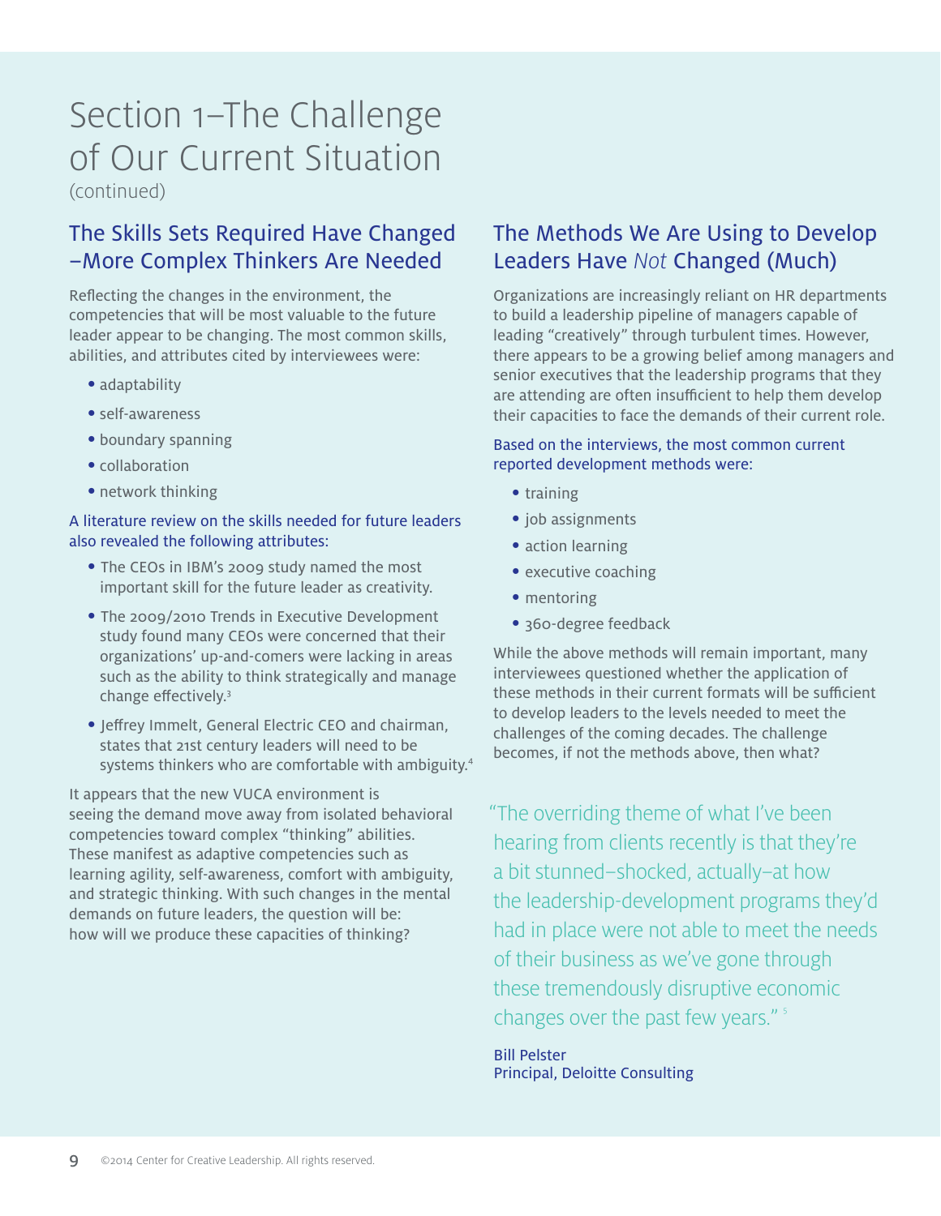# Section 1–The Challenge of Our Current Situation
(continued)

## The Skills Sets Required Have Changed –More Complex Thinkers Are Needed

Reflecting the changes in the environment, the competencies that will be most valuable to the future leader appear to be changing. The most common skills, abilities, and attributes cited by interviewees were:

- adaptability
- self-awareness
- boundary spanning
- collaboration
- network thinking

A literature review on the skills needed for future leaders also revealed the following attributes:

- The CEOs in IBM's 2009 study named the most important skill for the future leader as creativity.
- The 2009/2010 Trends in Executive Development study found many CEOs were concerned that their organizations' up-and-comers were lacking in areas such as the ability to think strategically and manage change effectively.[3]
- Jeffrey Immelt, General Electric CEO and chairman, states that 21st century leaders will need to be systems thinkers who are comfortable with ambiguity.[4]

It appears that the new VUCA environment is seeing the demand move away from isolated behavioral competencies toward complex "thinking" abilities. These manifest as adaptive competencies such as learning agility, self-awareness, comfort with ambiguity, and strategic thinking. With such changes in the mental demands on future leaders, the question will be: how will we produce these capacities of thinking?

## The Methods We Are Using to Develop Leaders Have *Not* Changed (Much)

Organizations are increasingly reliant on HR departments to build a leadership pipeline of managers capable of leading "creatively" through turbulent times. However, there appears to be a growing belief among managers and senior executives that the leadership programs that they are attending are often insufficient to help them develop their capacities to face the demands of their current role.

Based on the interviews, the most common current reported development methods were:

- training
- job assignments
- action learning
- executive coaching
- mentoring
- 360-degree feedback

While the above methods will remain important, many interviewees questioned whether the application of these methods in their current formats will be sufficient to develop leaders to the levels needed to meet the challenges of the coming decades. The challenge becomes, if not the methods above, then what?

"The overriding theme of what I've been hearing from clients recently is that they're a bit stunned–shocked, actually–at how the leadership-development programs they'd had in place were not able to meet the needs of their business as we've gone through these tremendously disruptive economic changes over the past few years." [5]

Bill Pelster
Principal, Deloitte Consulting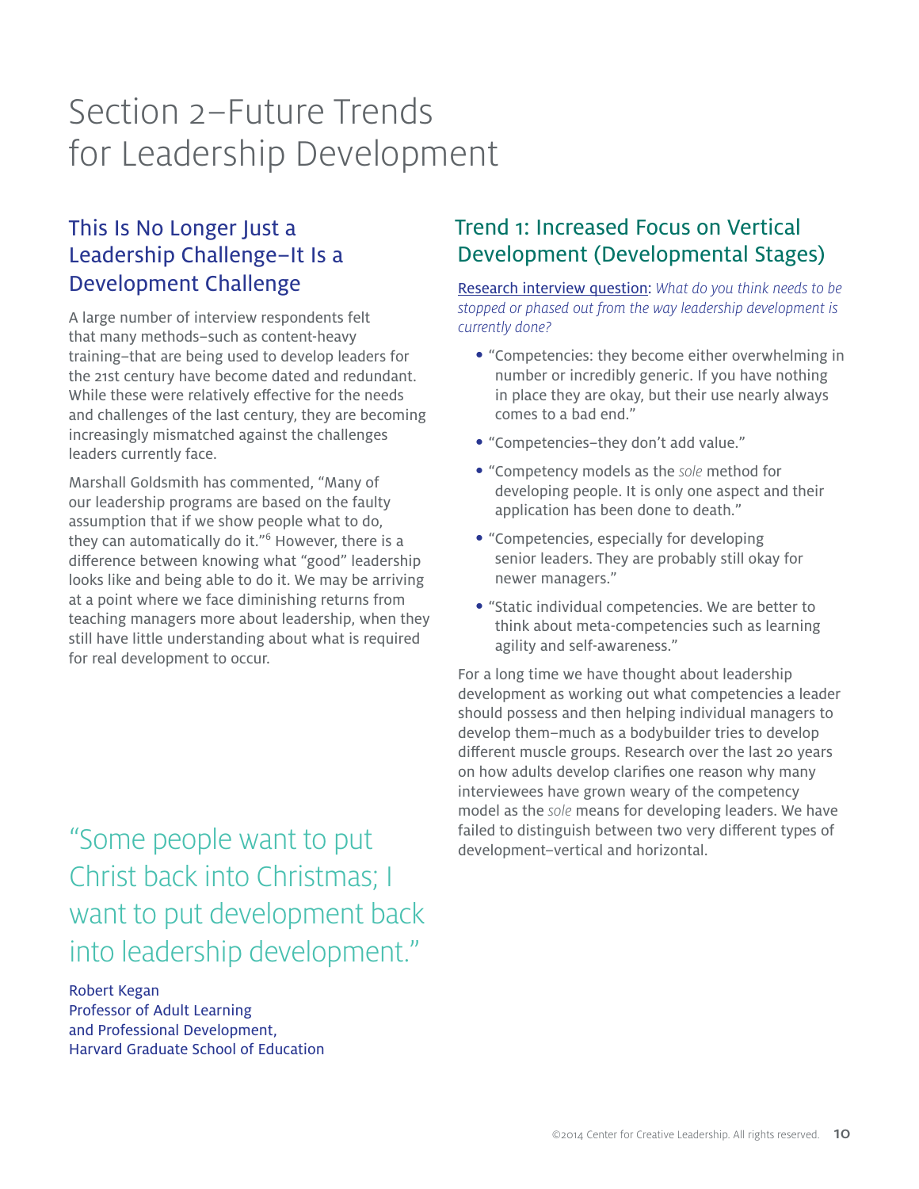# Section 2—Future Trends for Leadership Development

## This Is No Longer Just a Leadership Challenge—It Is a Development Challenge

A large number of interview respondents felt that many methods—such as content-heavy training—that are being used to develop leaders for the 21st century have become dated and redundant. While these were relatively effective for the needs and challenges of the last century, they are becoming increasingly mismatched against the challenges leaders currently face.

Marshall Goldsmith has commented, "Many of our leadership programs are based on the faulty assumption that if we show people what to do, they can automatically do it."[6] However, there is a difference between knowing what "good" leadership looks like and being able to do it. We may be arriving at a point where we face diminishing returns from teaching managers more about leadership, when they still have little understanding about what is required for real development to occur.

> "Some people want to put Christ back into Christmas; I want to put development back into leadership development."
>
> Robert Kegan
> Professor of Adult Learning and Professional Development,
> Harvard Graduate School of Education

## Trend 1: Increased Focus on Vertical Development (Developmental Stages)

Research interview question: *What do you think needs to be stopped or phased out from the way leadership development is currently done?*

- "Competencies: they become either overwhelming in number or incredibly generic. If you have nothing in place they are okay, but their use nearly always comes to a bad end."
- "Competencies—they don't add value."
- "Competency models as the *sole* method for developing people. It is only one aspect and their application has been done to death."
- "Competencies, especially for developing senior leaders. They are probably still okay for newer managers."
- "Static individual competencies. We are better to think about meta-competencies such as learning agility and self-awareness."

For a long time we have thought about leadership development as working out what competencies a leader should possess and then helping individual managers to develop them—much as a bodybuilder tries to develop different muscle groups. Research over the last 20 years on how adults develop clarifies one reason why many interviewees have grown weary of the competency model as the *sole* means for developing leaders. We have failed to distinguish between two very different types of development—vertical and horizontal.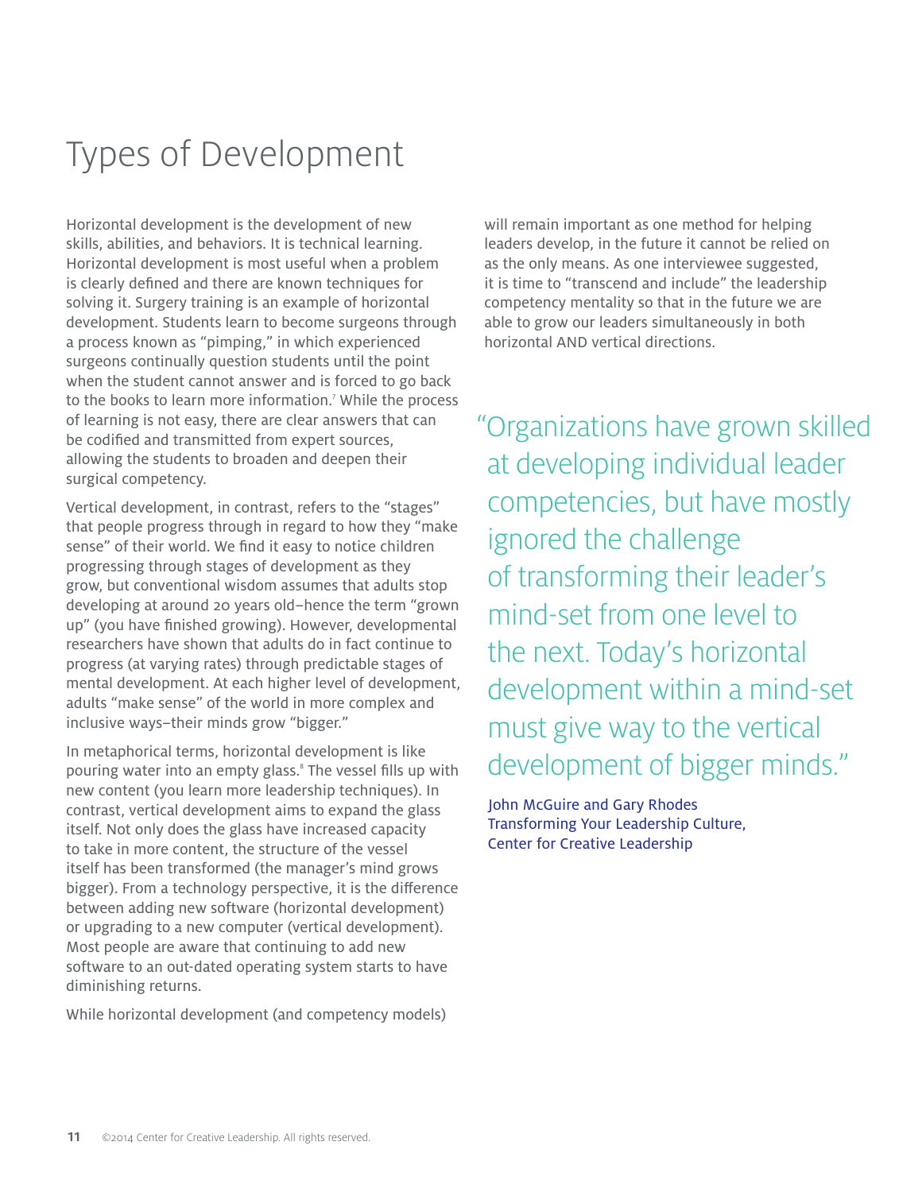# Types of Development

Horizontal development is the development of new skills, abilities, and behaviors. It is technical learning. Horizontal development is most useful when a problem is clearly defined and there are known techniques for solving it. Surgery training is an example of horizontal development. Students learn to become surgeons through a process known as "pimping," in which experienced surgeons continually question students until the point when the student cannot answer and is forced to go back to the books to learn more information.[7] While the process of learning is not easy, there are clear answers that can be codified and transmitted from expert sources, allowing the students to broaden and deepen their surgical competency.

Vertical development, in contrast, refers to the "stages" that people progress through in regard to how they "make sense" of their world. We find it easy to notice children progressing through stages of development as they grow, but conventional wisdom assumes that adults stop developing at around 20 years old–hence the term "grown up" (you have finished growing). However, developmental researchers have shown that adults do in fact continue to progress (at varying rates) through predictable stages of mental development. At each higher level of development, adults "make sense" of the world in more complex and inclusive ways–their minds grow "bigger."

In metaphorical terms, horizontal development is like pouring water into an empty glass.[8] The vessel fills up with new content (you learn more leadership techniques). In contrast, vertical development aims to expand the glass itself. Not only does the glass have increased capacity to take in more content, the structure of the vessel itself has been transformed (the manager's mind grows bigger). From a technology perspective, it is the difference between adding new software (horizontal development) or upgrading to a new computer (vertical development). Most people are aware that continuing to add new software to an out-dated operating system starts to have diminishing returns.

While horizontal development (and competency models) will remain important as one method for helping leaders develop, in the future it cannot be relied on as the only means. As one interviewee suggested, it is time to "transcend and include" the leadership competency mentality so that in the future we are able to grow our leaders simultaneously in both horizontal AND vertical directions.

> "Organizations have grown skilled at developing individual leader competencies, but have mostly ignored the challenge of transforming their leader's mind-set from one level to the next. Today's horizontal development within a mind-set must give way to the vertical development of bigger minds."
>
> John McGuire and Gary Rhodes
> Transforming Your Leadership Culture,
> Center for Creative Leadership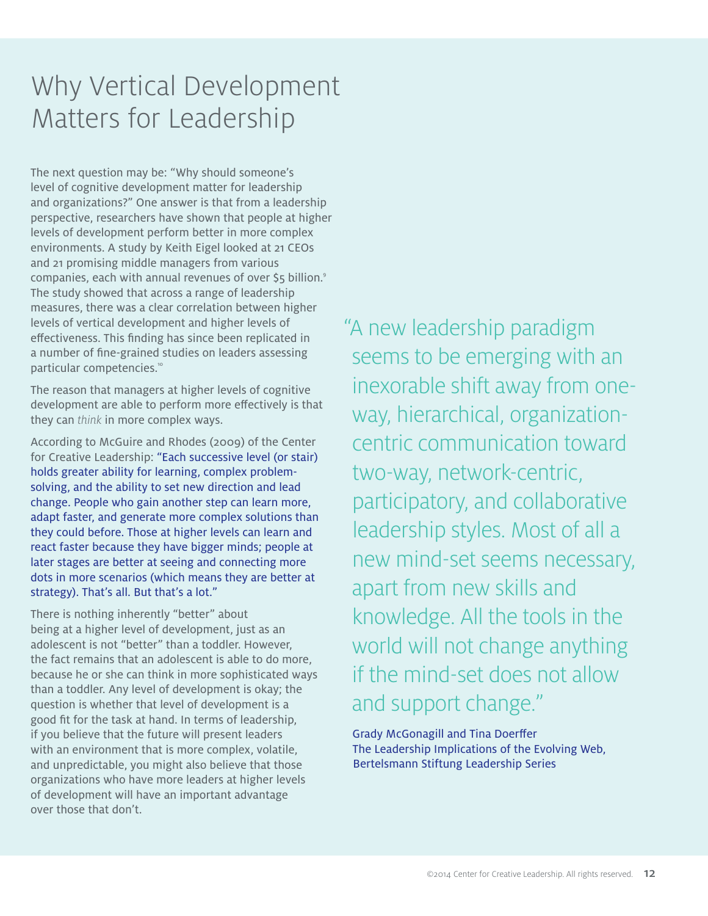# Why Vertical Development Matters for Leadership

The next question may be: "Why should someone's level of cognitive development matter for leadership and organizations?" One answer is that from a leadership perspective, researchers have shown that people at higher levels of development perform better in more complex environments. A study by Keith Eigel looked at 21 CEOs and 21 promising middle managers from various companies, each with annual revenues of over $5 billion.[9] The study showed that across a range of leadership measures, there was a clear correlation between higher levels of vertical development and higher levels of effectiveness. This finding has since been replicated in a number of fine-grained studies on leaders assessing particular competencies.[10]

The reason that managers at higher levels of cognitive development are able to perform more effectively is that they can *think* in more complex ways.

According to McGuire and Rhodes (2009) of the Center for Creative Leadership: "Each successive level (or stair) holds greater ability for learning, complex problem-solving, and the ability to set new direction and lead change. People who gain another step can learn more, adapt faster, and generate more complex solutions than they could before. Those at higher levels can learn and react faster because they have bigger minds; people at later stages are better at seeing and connecting more dots in more scenarios (which means they are better at strategy). That's all. But that's a lot."

There is nothing inherently "better" about being at a higher level of development, just as an adolescent is not "better" than a toddler. However, the fact remains that an adolescent is able to do more, because he or she can think in more sophisticated ways than a toddler. Any level of development is okay; the question is whether that level of development is a good fit for the task at hand. In terms of leadership, if you believe that the future will present leaders with an environment that is more complex, volatile, and unpredictable, you might also believe that those organizations who have more leaders at higher levels of development will have an important advantage over those that don't.

> "A new leadership paradigm seems to be emerging with an inexorable shift away from one-way, hierarchical, organization-centric communication toward two-way, network-centric, participatory, and collaborative leadership styles. Most of all a new mind-set seems necessary, apart from new skills and knowledge. All the tools in the world will not change anything if the mind-set does not allow and support change."
>
> Grady McGonagill and Tina Doerffer
> The Leadership Implications of the Evolving Web, Bertelsmann Stiftung Leadership Series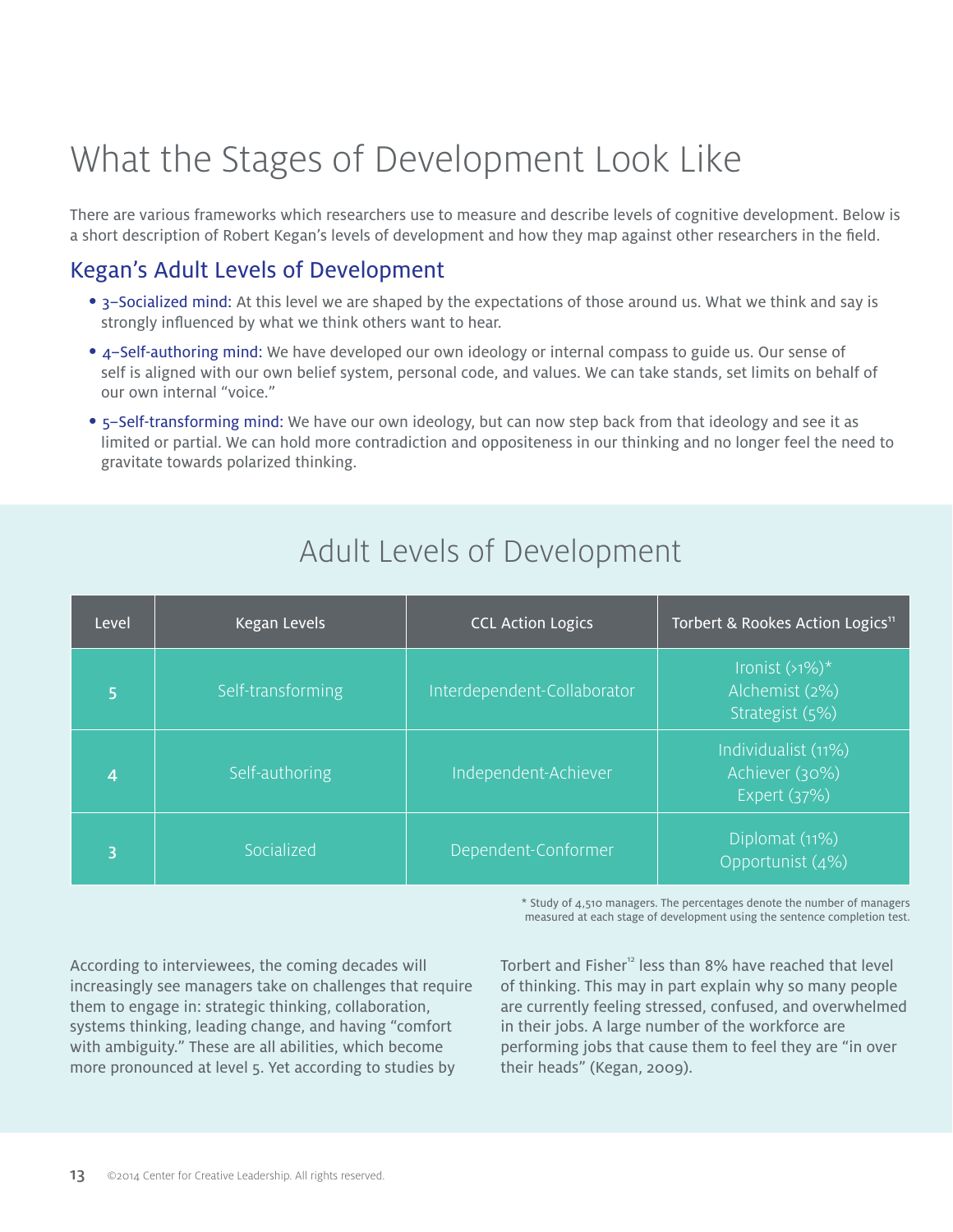# What the Stages of Development Look Like

There are various frameworks which researchers use to measure and describe levels of cognitive development. Below is a short description of Robert Kegan's levels of development and how they map against other researchers in the field.

## Kegan's Adult Levels of Development

- 3–Socialized mind: At this level we are shaped by the expectations of those around us. What we think and say is strongly influenced by what we think others want to hear.
- 4–Self-authoring mind: We have developed our own ideology or internal compass to guide us. Our sense of self is aligned with our own belief system, personal code, and values. We can take stands, set limits on behalf of our own internal "voice."
- 5–Self-transforming mind: We have our own ideology, but can now step back from that ideology and see it as limited or partial. We can hold more contradiction and oppositeness in our thinking and no longer feel the need to gravitate towards polarized thinking.

## Adult Levels of Development

| Level | Kegan Levels | CCL Action Logics | Torbert & Rookes Action Logics[11] |
|---|---|---|---|
| 5 | Self-transforming | Interdependent-Collaborator | Ironist (>1%)*<br>Alchemist (2%)<br>Strategist (5%) |
| 4 | Self-authoring | Independent-Achiever | Individualist (11%)<br>Achiever (30%)<br>Expert (37%) |
| 3 | Socialized | Dependent-Conformer | Diplomat (11%)<br>Opportunist (4%) |

\* Study of 4,510 managers. The percentages denote the number of managers measured at each stage of development using the sentence completion test.

According to interviewees, the coming decades will increasingly see managers take on challenges that require them to engage in: strategic thinking, collaboration, systems thinking, leading change, and having "comfort with ambiguity." These are all abilities, which become more pronounced at level 5. Yet according to studies by Torbert and Fisher[12] less than 8% have reached that level of thinking. This may in part explain why so many people are currently feeling stressed, confused, and overwhelmed in their jobs. A large number of the workforce are performing jobs that cause them to feel they are "in over their heads" (Kegan, 2009).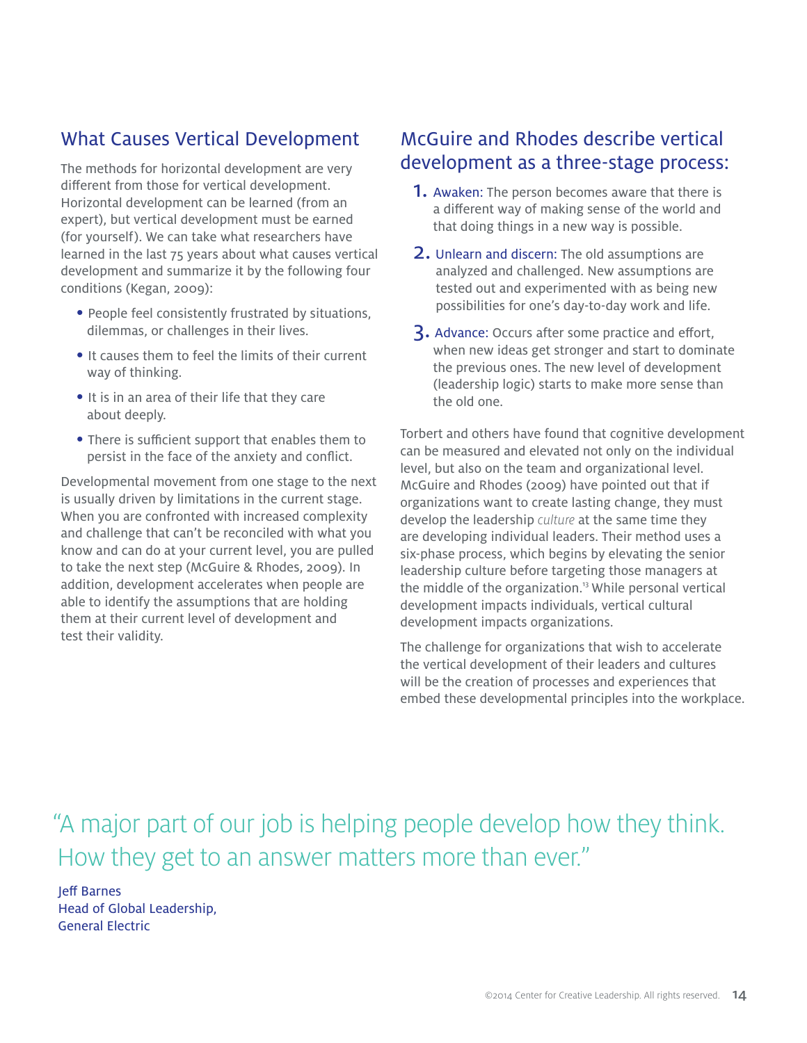## What Causes Vertical Development

The methods for horizontal development are very different from those for vertical development. Horizontal development can be learned (from an expert), but vertical development must be earned (for yourself). We can take what researchers have learned in the last 75 years about what causes vertical development and summarize it by the following four conditions (Kegan, 2009):

- People feel consistently frustrated by situations, dilemmas, or challenges in their lives.
- It causes them to feel the limits of their current way of thinking.
- It is in an area of their life that they care about deeply.
- There is sufficient support that enables them to persist in the face of the anxiety and conflict.

Developmental movement from one stage to the next is usually driven by limitations in the current stage. When you are confronted with increased complexity and challenge that can't be reconciled with what you know and can do at your current level, you are pulled to take the next step (McGuire & Rhodes, 2009). In addition, development accelerates when people are able to identify the assumptions that are holding them at their current level of development and test their validity.

## McGuire and Rhodes describe vertical development as a three-stage process:

1. Awaken: The person becomes aware that there is a different way of making sense of the world and that doing things in a new way is possible.
2. Unlearn and discern: The old assumptions are analyzed and challenged. New assumptions are tested out and experimented with as being new possibilities for one's day-to-day work and life.
3. Advance: Occurs after some practice and effort, when new ideas get stronger and start to dominate the previous ones. The new level of development (leadership logic) starts to make more sense than the old one.

Torbert and others have found that cognitive development can be measured and elevated not only on the individual level, but also on the team and organizational level. McGuire and Rhodes (2009) have pointed out that if organizations want to create lasting change, they must develop the leadership *culture* at the same time they are developing individual leaders. Their method uses a six-phase process, which begins by elevating the senior leadership culture before targeting those managers at the middle of the organization.[13] While personal vertical development impacts individuals, vertical cultural development impacts organizations.

The challenge for organizations that wish to accelerate the vertical development of their leaders and cultures will be the creation of processes and experiences that embed these developmental principles into the workplace.

> "A major part of our job is helping people develop how they think. How they get to an answer matters more than ever."

Jeff Barnes
Head of Global Leadership,
General Electric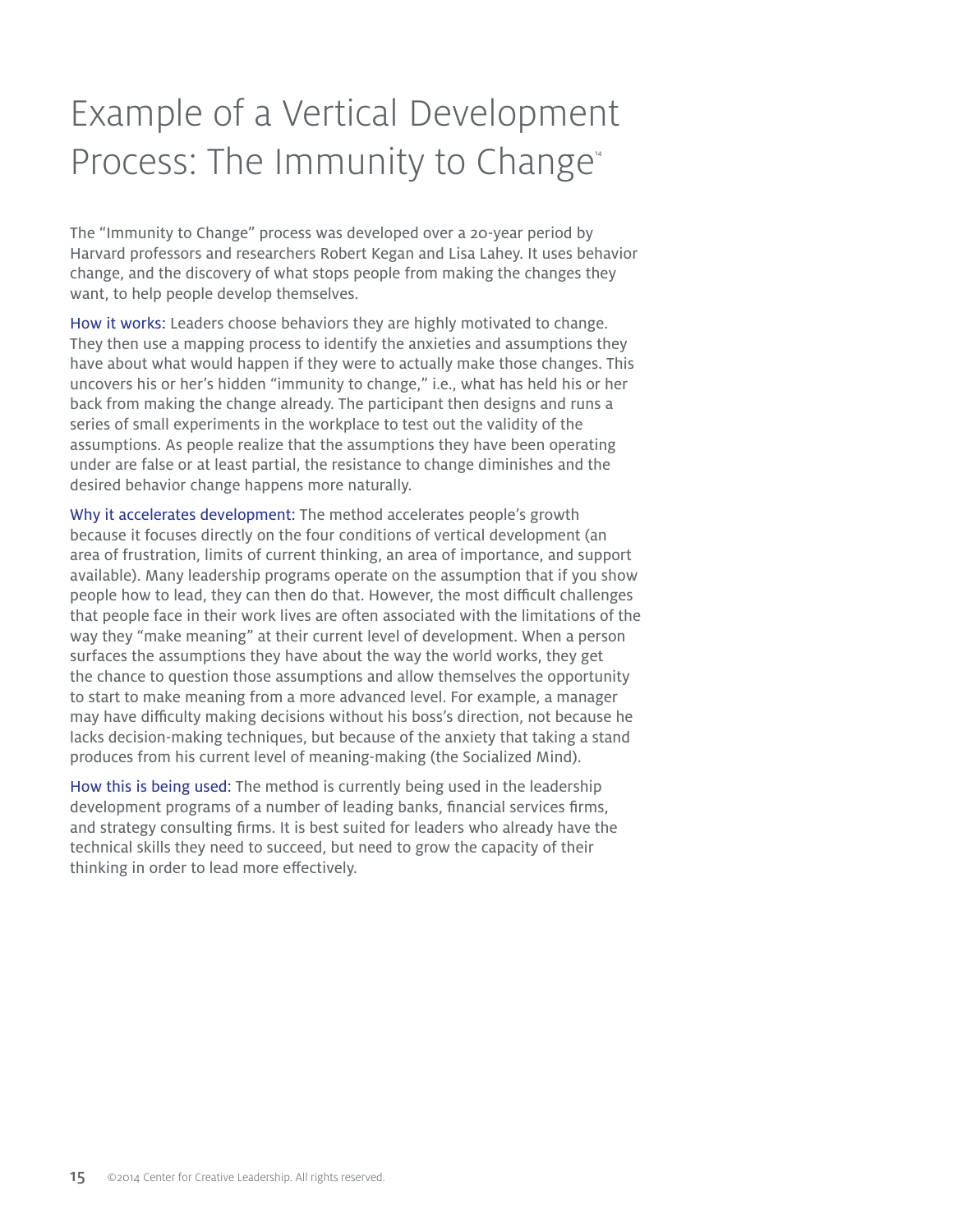# Example of a Vertical Development Process: The Immunity to Change[14]

The "Immunity to Change" process was developed over a 20-year period by Harvard professors and researchers Robert Kegan and Lisa Lahey. It uses behavior change, and the discovery of what stops people from making the changes they want, to help people develop themselves.

How it works: Leaders choose behaviors they are highly motivated to change. They then use a mapping process to identify the anxieties and assumptions they have about what would happen if they were to actually make those changes. This uncovers his or her's hidden "immunity to change," i.e., what has held his or her back from making the change already. The participant then designs and runs a series of small experiments in the workplace to test out the validity of the assumptions. As people realize that the assumptions they have been operating under are false or at least partial, the resistance to change diminishes and the desired behavior change happens more naturally.

Why it accelerates development: The method accelerates people's growth because it focuses directly on the four conditions of vertical development (an area of frustration, limits of current thinking, an area of importance, and support available). Many leadership programs operate on the assumption that if you show people how to lead, they can then do that. However, the most difficult challenges that people face in their work lives are often associated with the limitations of the way they "make meaning" at their current level of development. When a person surfaces the assumptions they have about the way the world works, they get the chance to question those assumptions and allow themselves the opportunity to start to make meaning from a more advanced level. For example, a manager may have difficulty making decisions without his boss's direction, not because he lacks decision-making techniques, but because of the anxiety that taking a stand produces from his current level of meaning-making (the Socialized Mind).

How this is being used: The method is currently being used in the leadership development programs of a number of leading banks, financial services firms, and strategy consulting firms. It is best suited for leaders who already have the technical skills they need to succeed, but need to grow the capacity of their thinking in order to lead more effectively.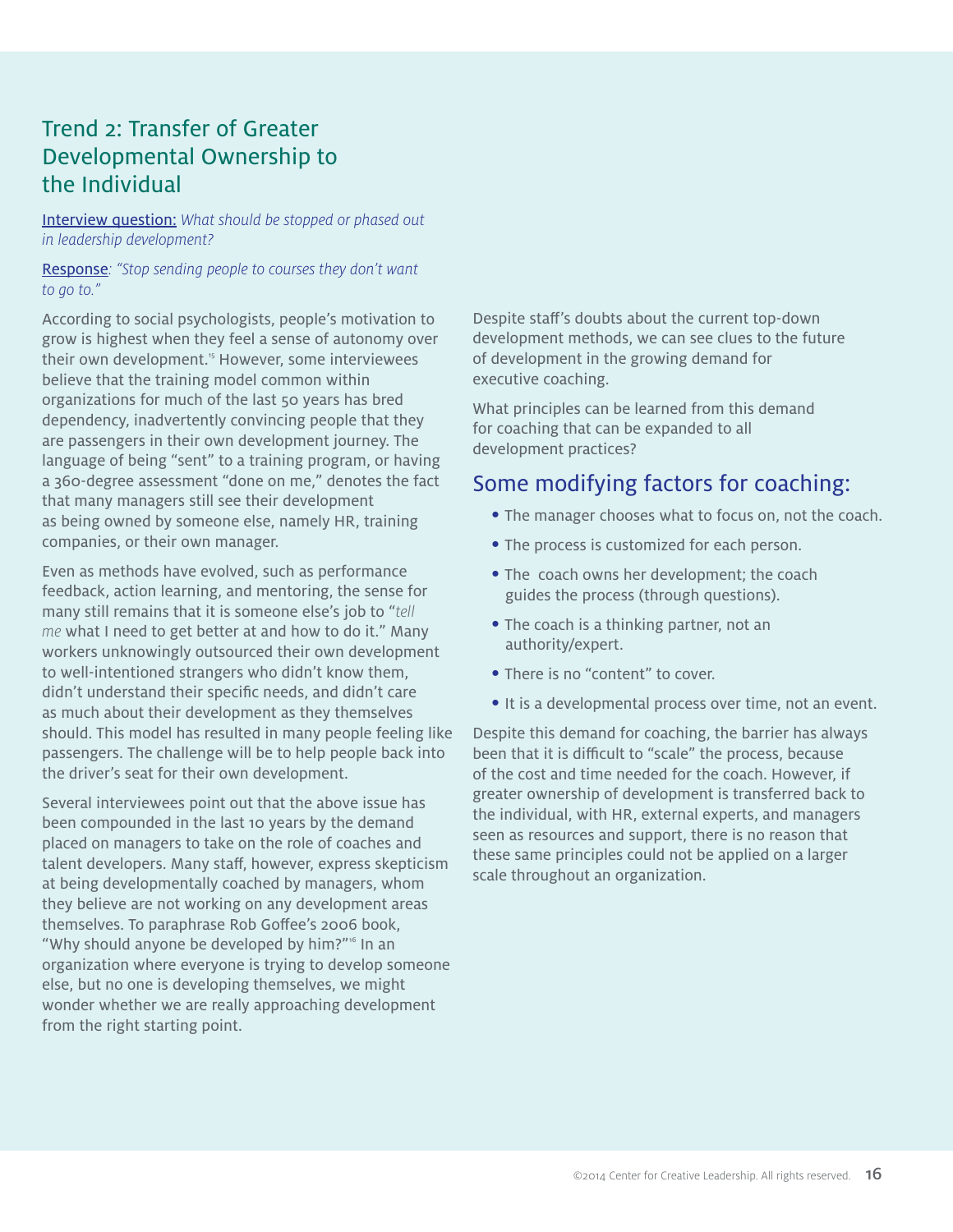## Trend 2: Transfer of Greater Developmental Ownership to the Individual

Interview question: *What should be stopped or phased out in leadership development?*

Response: *"Stop sending people to courses they don't want to go to."*

According to social psychologists, people's motivation to grow is highest when they feel a sense of autonomy over their own development.[15] However, some interviewees believe that the training model common within organizations for much of the last 50 years has bred dependency, inadvertently convincing people that they are passengers in their own development journey. The language of being "sent" to a training program, or having a 360-degree assessment "done on me," denotes the fact that many managers still see their development as being owned by someone else, namely HR, training companies, or their own manager.

Even as methods have evolved, such as performance feedback, action learning, and mentoring, the sense for many still remains that it is someone else's job to "*tell me* what I need to get better at and how to do it." Many workers unknowingly outsourced their own development to well-intentioned strangers who didn't know them, didn't understand their specific needs, and didn't care as much about their development as they themselves should. This model has resulted in many people feeling like passengers. The challenge will be to help people back into the driver's seat for their own development.

Several interviewees point out that the above issue has been compounded in the last 10 years by the demand placed on managers to take on the role of coaches and talent developers. Many staff, however, express skepticism at being developmentally coached by managers, whom they believe are not working on any development areas themselves. To paraphrase Rob Goffee's 2006 book, "Why should anyone be developed by him?"[16] In an organization where everyone is trying to develop someone else, but no one is developing themselves, we might wonder whether we are really approaching development from the right starting point.

Despite staff's doubts about the current top-down development methods, we can see clues to the future of development in the growing demand for executive coaching.

What principles can be learned from this demand for coaching that can be expanded to all development practices?

### Some modifying factors for coaching:

- The manager chooses what to focus on, not the coach.
- The process is customized for each person.
- The coach owns her development; the coach guides the process (through questions).
- The coach is a thinking partner, not an authority/expert.
- There is no "content" to cover.
- It is a developmental process over time, not an event.

Despite this demand for coaching, the barrier has always been that it is difficult to "scale" the process, because of the cost and time needed for the coach. However, if greater ownership of development is transferred back to the individual, with HR, external experts, and managers seen as resources and support, there is no reason that these same principles could not be applied on a larger scale throughout an organization.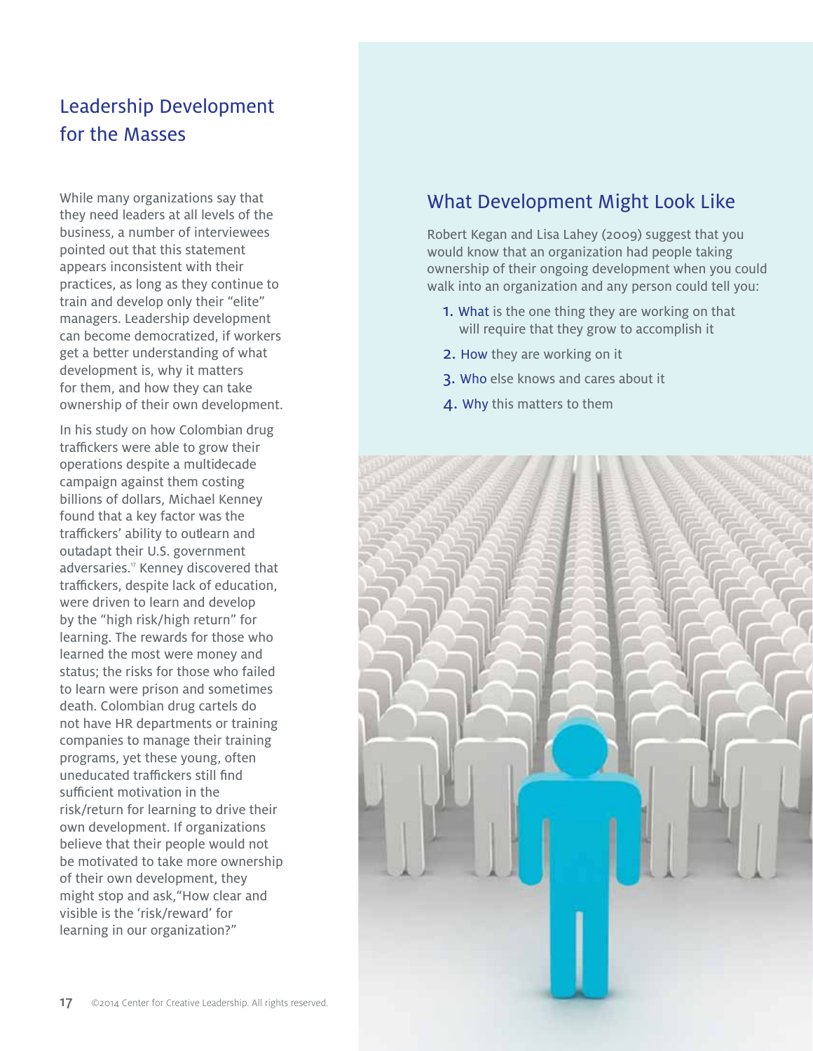## Leadership Development for the Masses

While many organizations say that they need leaders at all levels of the business, a number of interviewees pointed out that this statement appears inconsistent with their practices, as long as they continue to train and develop only their "elite" managers. Leadership development can become democratized, if workers get a better understanding of what development is, why it matters for them, and how they can take ownership of their own development.

In his study on how Colombian drug traffickers were able to grow their operations despite a multidecade campaign against them costing billions of dollars, Michael Kenney found that a key factor was the traffickers' ability to outlearn and outadapt their U.S. government adversaries.[17] Kenney discovered that traffickers, despite lack of education, were driven to learn and develop by the "high risk/high return" for learning. The rewards for those who learned the most were money and status; the risks for those who failed to learn were prison and sometimes death. Colombian drug cartels do not have HR departments or training companies to manage their training programs, yet these young, often uneducated traffickers still find sufficient motivation in the risk/return for learning to drive their own development. If organizations believe that their people would not be motivated to take more ownership of their own development, they might stop and ask,"How clear and visible is the 'risk/reward' for learning in our organization?"

### What Development Might Look Like

Robert Kegan and Lisa Lahey (2009) suggest that you would know that an organization had people taking ownership of their ongoing development when you could walk into an organization and any person could tell you:

1. What is the one thing they are working on that will require that they grow to accomplish it
2. How they are working on it
3. Who else knows and cares about it
4. Why this matters to them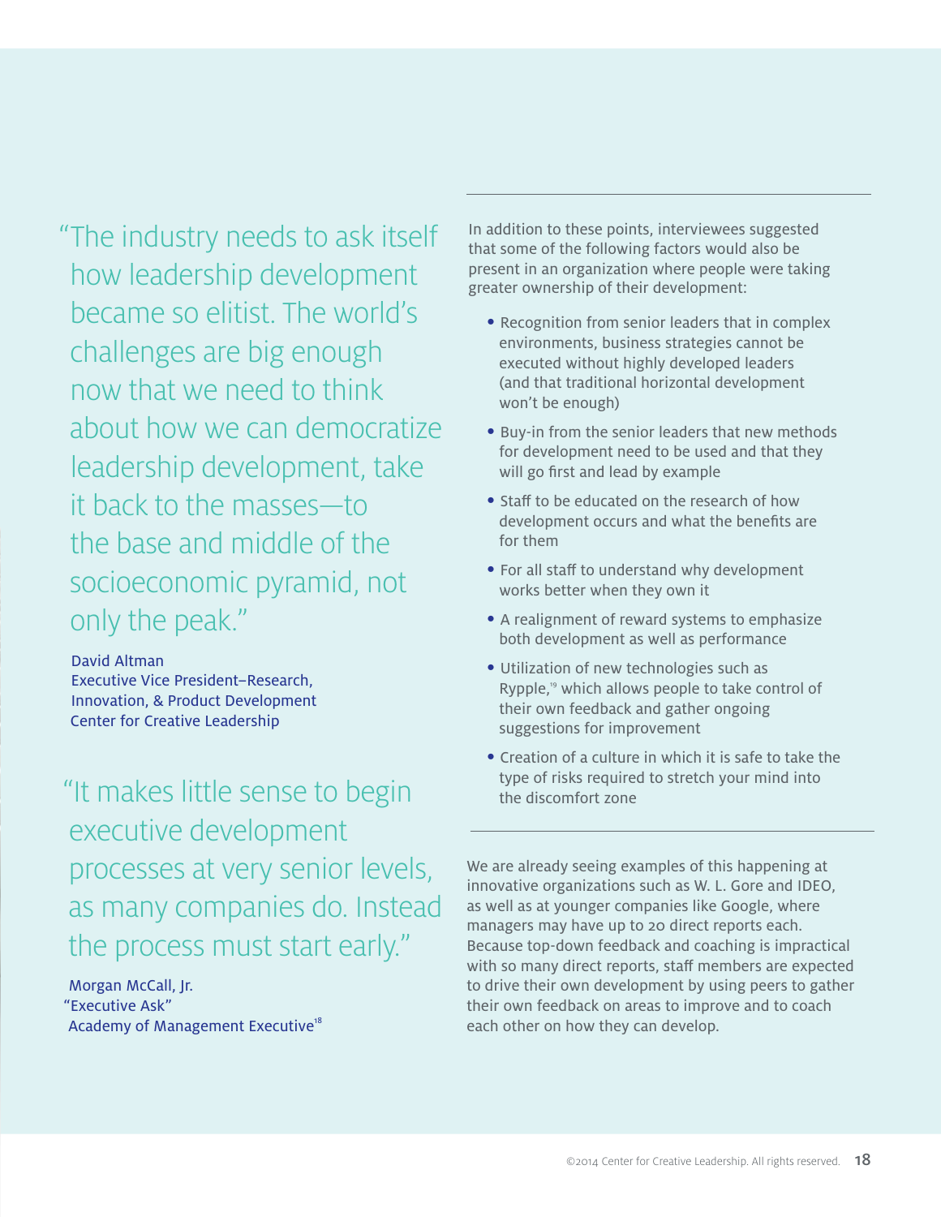> "The industry needs to ask itself how leadership development became so elitist. The world's challenges are big enough now that we need to think about how we can democratize leadership development, take it back to the masses—to the base and middle of the socioeconomic pyramid, not only the peak."
>
> David Altman
> Executive Vice President–Research, Innovation, & Product Development
> Center for Creative Leadership

> "It makes little sense to begin executive development processes at very senior levels, as many companies do. Instead the process must start early."
>
> Morgan McCall, Jr.
> "Executive Ask"
> Academy of Management Executive[18]

---

In addition to these points, interviewees suggested that some of the following factors would also be present in an organization where people were taking greater ownership of their development:

- Recognition from senior leaders that in complex environments, business strategies cannot be executed without highly developed leaders (and that traditional horizontal development won't be enough)
- Buy-in from the senior leaders that new methods for development need to be used and that they will go first and lead by example
- Staff to be educated on the research of how development occurs and what the benefits are for them
- For all staff to understand why development works better when they own it
- A realignment of reward systems to emphasize both development as well as performance
- Utilization of new technologies such as Rypple,[19] which allows people to take control of their own feedback and gather ongoing suggestions for improvement
- Creation of a culture in which it is safe to take the type of risks required to stretch your mind into the discomfort zone

---

We are already seeing examples of this happening at innovative organizations such as W. L. Gore and IDEO, as well as at younger companies like Google, where managers may have up to 20 direct reports each. Because top-down feedback and coaching is impractical with so many direct reports, staff members are expected to drive their own development by using peers to gather their own feedback on areas to improve and to coach each other on how they can develop.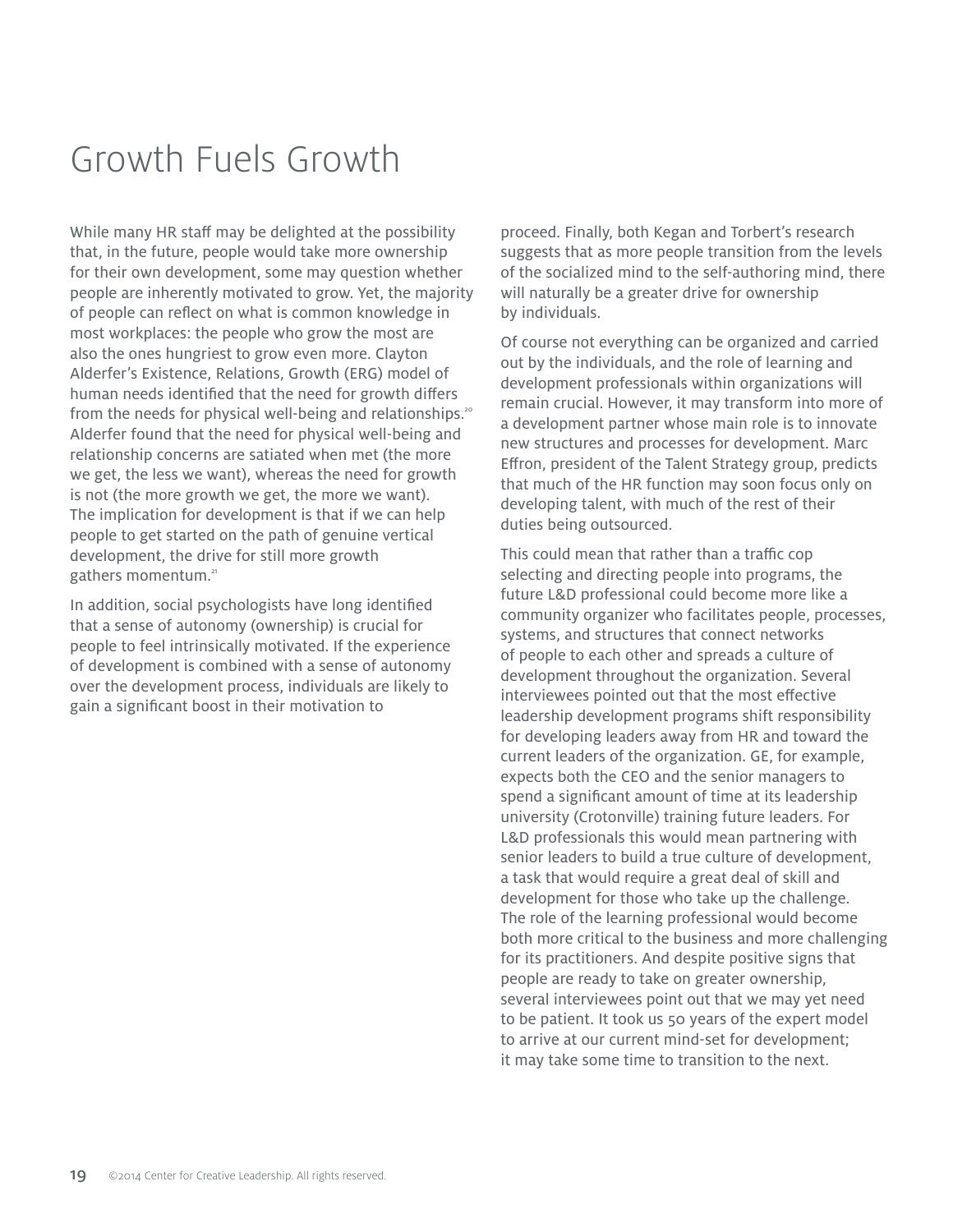# Growth Fuels Growth

While many HR staff may be delighted at the possibility that, in the future, people would take more ownership for their own development, some may question whether people are inherently motivated to grow. Yet, the majority of people can reflect on what is common knowledge in most workplaces: the people who grow the most are also the ones hungriest to grow even more. Clayton Alderfer's Existence, Relations, Growth (ERG) model of human needs identified that the need for growth differs from the needs for physical well-being and relationships.[20] Alderfer found that the need for physical well-being and relationship concerns are satiated when met (the more we get, the less we want), whereas the need for growth is not (the more growth we get, the more we want). The implication for development is that if we can help people to get started on the path of genuine vertical development, the drive for still more growth gathers momentum.[21]

In addition, social psychologists have long identified that a sense of autonomy (ownership) is crucial for people to feel intrinsically motivated. If the experience of development is combined with a sense of autonomy over the development process, individuals are likely to gain a significant boost in their motivation to proceed. Finally, both Kegan and Torbert's research suggests that as more people transition from the levels of the socialized mind to the self-authoring mind, there will naturally be a greater drive for ownership by individuals.

Of course not everything can be organized and carried out by the individuals, and the role of learning and development professionals within organizations will remain crucial. However, it may transform into more of a development partner whose main role is to innovate new structures and processes for development. Marc Effron, president of the Talent Strategy group, predicts that much of the HR function may soon focus only on developing talent, with much of the rest of their duties being outsourced.

This could mean that rather than a traffic cop selecting and directing people into programs, the future L&D professional could become more like a community organizer who facilitates people, processes, systems, and structures that connect networks of people to each other and spreads a culture of development throughout the organization. Several interviewees pointed out that the most effective leadership development programs shift responsibility for developing leaders away from HR and toward the current leaders of the organization. GE, for example, expects both the CEO and the senior managers to spend a significant amount of time at its leadership university (Crotonville) training future leaders. For L&D professionals this would mean partnering with senior leaders to build a true culture of development, a task that would require a great deal of skill and development for those who take up the challenge. The role of the learning professional would become both more critical to the business and more challenging for its practitioners. And despite positive signs that people are ready to take on greater ownership, several interviewees point out that we may yet need to be patient. It took us 50 years of the expert model to arrive at our current mind-set for development; it may take some time to transition to the next.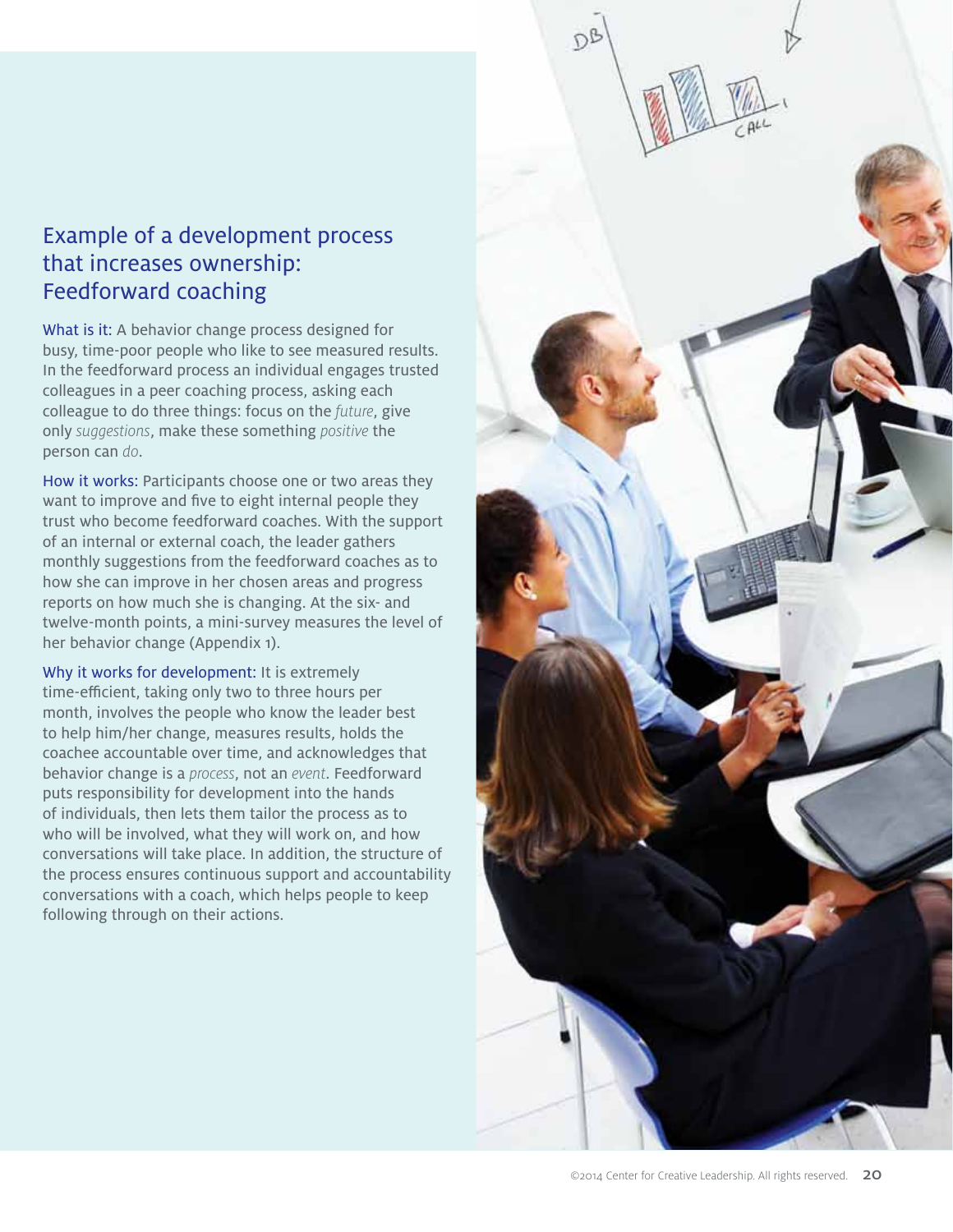## Example of a development process that increases ownership: Feedforward coaching

What is it: A behavior change process designed for busy, time-poor people who like to see measured results. In the feedforward process an individual engages trusted colleagues in a peer coaching process, asking each colleague to do three things: focus on the *future*, give only *suggestions*, make these something *positive* the person can *do*.

How it works: Participants choose one or two areas they want to improve and five to eight internal people they trust who become feedforward coaches. With the support of an internal or external coach, the leader gathers monthly suggestions from the feedforward coaches as to how she can improve in her chosen areas and progress reports on how much she is changing. At the six- and twelve-month points, a mini-survey measures the level of her behavior change (Appendix 1).

Why it works for development: It is extremely time-efficient, taking only two to three hours per month, involves the people who know the leader best to help him/her change, measures results, holds the coachee accountable over time, and acknowledges that behavior change is a *process*, not an *event*. Feedforward puts responsibility for development into the hands of individuals, then lets them tailor the process as to who will be involved, what they will work on, and how conversations will take place. In addition, the structure of the process ensures continuous support and accountability conversations with a coach, which helps people to keep following through on their actions.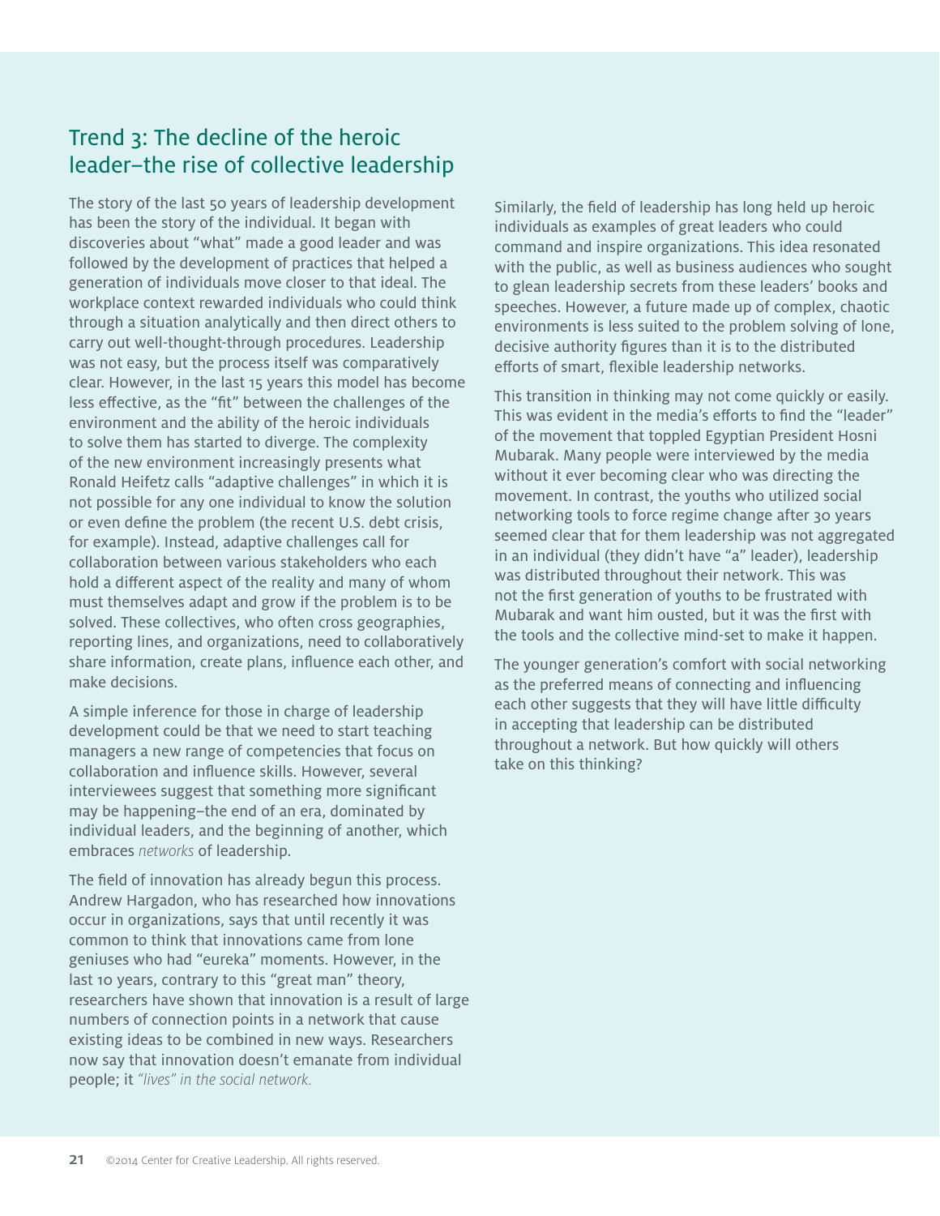## Trend 3: The decline of the heroic leader–the rise of collective leadership

The story of the last 50 years of leadership development has been the story of the individual. It began with discoveries about "what" made a good leader and was followed by the development of practices that helped a generation of individuals move closer to that ideal. The workplace context rewarded individuals who could think through a situation analytically and then direct others to carry out well-thought-through procedures. Leadership was not easy, but the process itself was comparatively clear. However, in the last 15 years this model has become less effective, as the "fit" between the challenges of the environment and the ability of the heroic individuals to solve them has started to diverge. The complexity of the new environment increasingly presents what Ronald Heifetz calls "adaptive challenges" in which it is not possible for any one individual to know the solution or even define the problem (the recent U.S. debt crisis, for example). Instead, adaptive challenges call for collaboration between various stakeholders who each hold a different aspect of the reality and many of whom must themselves adapt and grow if the problem is to be solved. These collectives, who often cross geographies, reporting lines, and organizations, need to collaboratively share information, create plans, influence each other, and make decisions.

A simple inference for those in charge of leadership development could be that we need to start teaching managers a new range of competencies that focus on collaboration and influence skills. However, several interviewees suggest that something more significant may be happening–the end of an era, dominated by individual leaders, and the beginning of another, which embraces *networks* of leadership.

The field of innovation has already begun this process. Andrew Hargadon, who has researched how innovations occur in organizations, says that until recently it was common to think that innovations came from lone geniuses who had "eureka" moments. However, in the last 10 years, contrary to this "great man" theory, researchers have shown that innovation is a result of large numbers of connection points in a network that cause existing ideas to be combined in new ways. Researchers now say that innovation doesn't emanate from individual people; it *"lives" in the social network.*

Similarly, the field of leadership has long held up heroic individuals as examples of great leaders who could command and inspire organizations. This idea resonated with the public, as well as business audiences who sought to glean leadership secrets from these leaders' books and speeches. However, a future made up of complex, chaotic environments is less suited to the problem solving of lone, decisive authority figures than it is to the distributed efforts of smart, flexible leadership networks.

This transition in thinking may not come quickly or easily. This was evident in the media's efforts to find the "leader" of the movement that toppled Egyptian President Hosni Mubarak. Many people were interviewed by the media without it ever becoming clear who was directing the movement. In contrast, the youths who utilized social networking tools to force regime change after 30 years seemed clear that for them leadership was not aggregated in an individual (they didn't have "a" leader), leadership was distributed throughout their network. This was not the first generation of youths to be frustrated with Mubarak and want him ousted, but it was the first with the tools and the collective mind-set to make it happen.

The younger generation's comfort with social networking as the preferred means of connecting and influencing each other suggests that they will have little difficulty in accepting that leadership can be distributed throughout a network. But how quickly will others take on this thinking?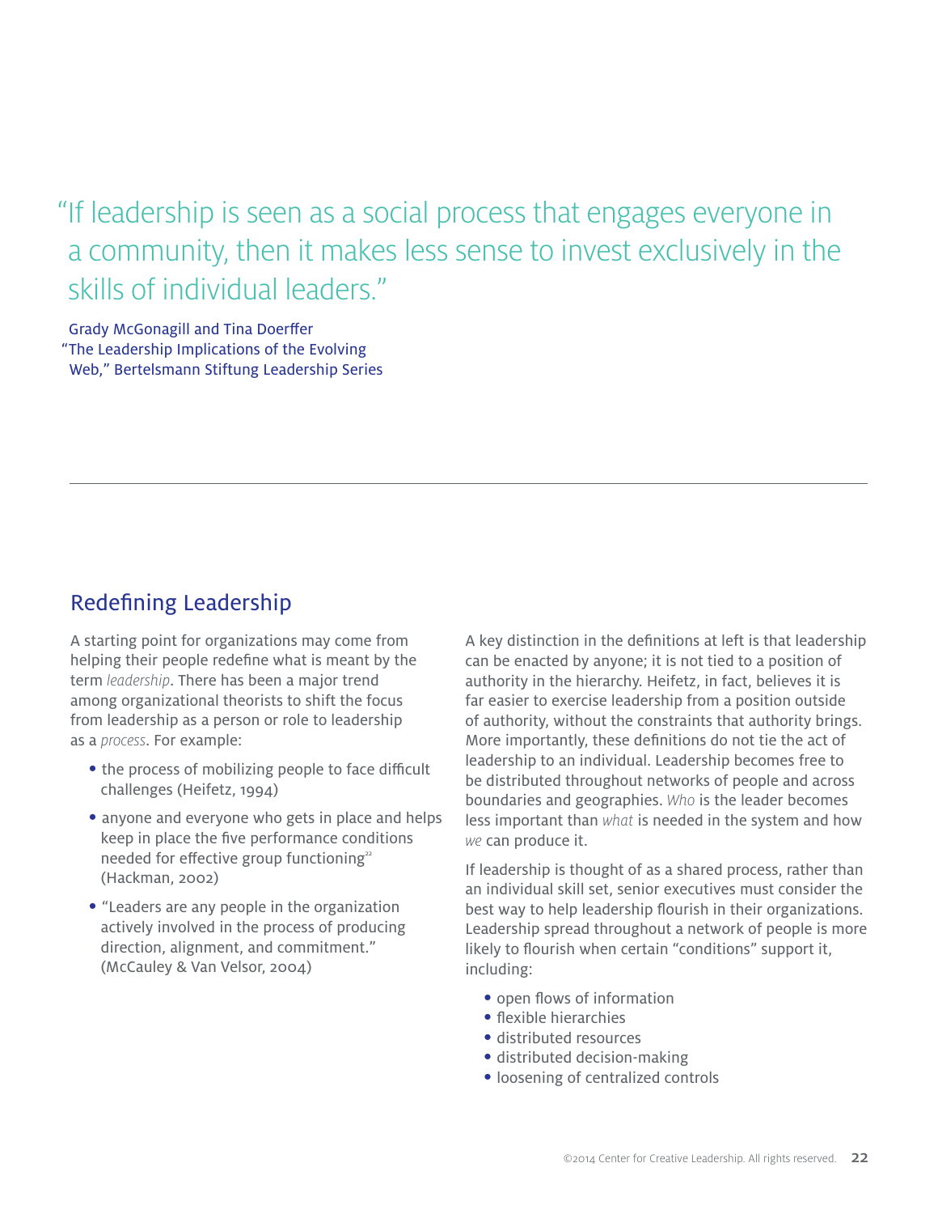> "If leadership is seen as a social process that engages everyone in a community, then it makes less sense to invest exclusively in the skills of individual leaders."
>
> Grady McGonagill and Tina Doerffer
> "The Leadership Implications of the Evolving Web," Bertelsmann Stiftung Leadership Series

## Redefining Leadership

A starting point for organizations may come from helping their people redefine what is meant by the term *leadership*. There has been a major trend among organizational theorists to shift the focus from leadership as a person or role to leadership as a *process*. For example:

- the process of mobilizing people to face difficult challenges (Heifetz, 1994)
- anyone and everyone who gets in place and helps keep in place the five performance conditions needed for effective group functioning[22] (Hackman, 2002)
- "Leaders are any people in the organization actively involved in the process of producing direction, alignment, and commitment." (McCauley & Van Velsor, 2004)

A key distinction in the definitions at left is that leadership can be enacted by anyone; it is not tied to a position of authority in the hierarchy. Heifetz, in fact, believes it is far easier to exercise leadership from a position outside of authority, without the constraints that authority brings. More importantly, these definitions do not tie the act of leadership to an individual. Leadership becomes free to be distributed throughout networks of people and across boundaries and geographies. *Who* is the leader becomes less important than *what* is needed in the system and how *we* can produce it.

If leadership is thought of as a shared process, rather than an individual skill set, senior executives must consider the best way to help leadership flourish in their organizations. Leadership spread throughout a network of people is more likely to flourish when certain "conditions" support it, including:

- open flows of information
- flexible hierarchies
- distributed resources
- distributed decision-making
- loosening of centralized controls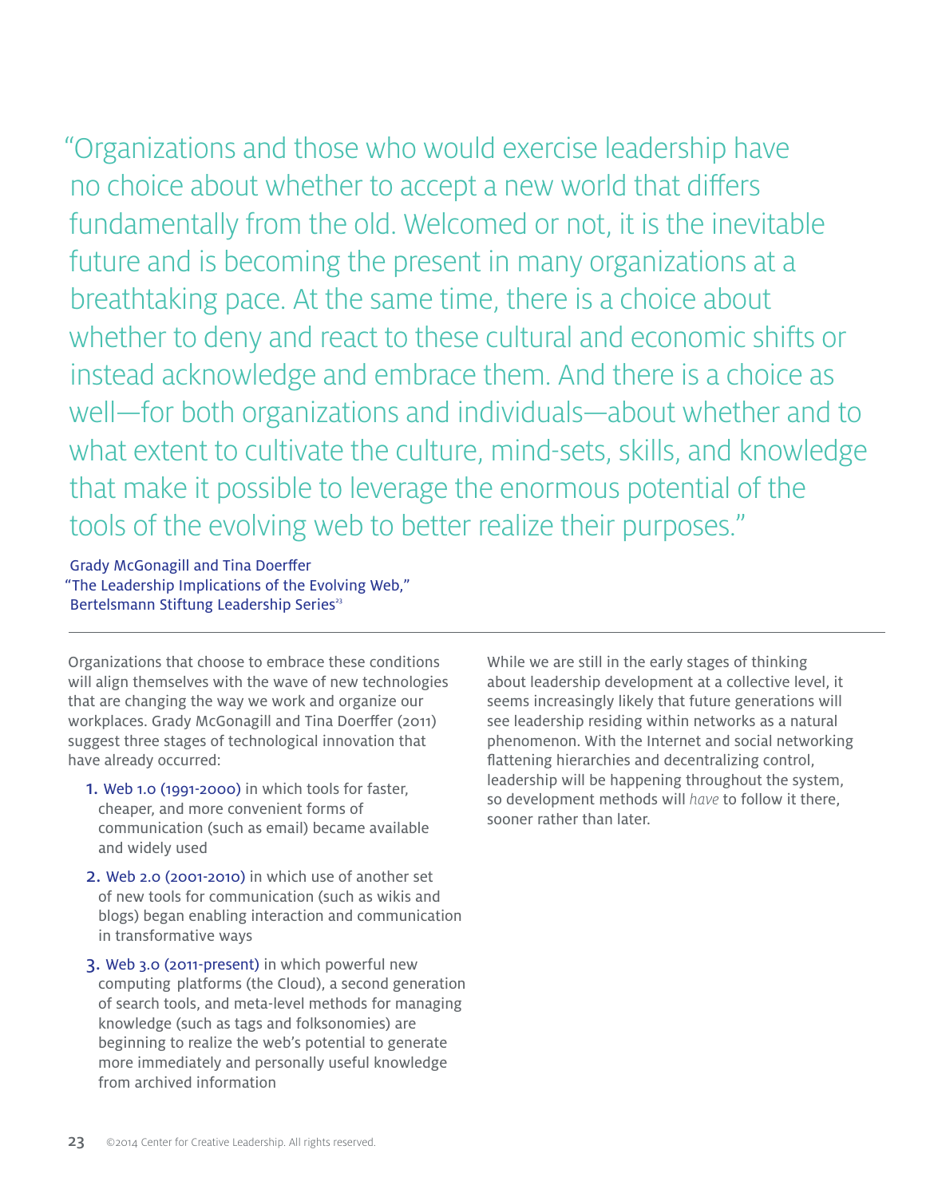> "Organizations and those who would exercise leadership have no choice about whether to accept a new world that differs fundamentally from the old. Welcomed or not, it is the inevitable future and is becoming the present in many organizations at a breathtaking pace. At the same time, there is a choice about whether to deny and react to these cultural and economic shifts or instead acknowledge and embrace them. And there is a choice as well—for both organizations and individuals—about whether and to what extent to cultivate the culture, mind-sets, skills, and knowledge that make it possible to leverage the enormous potential of the tools of the evolving web to better realize their purposes."

Grady McGonagill and Tina Doerffer
"The Leadership Implications of the Evolving Web,"
Bertelsmann Stiftung Leadership Series[23]

---

Organizations that choose to embrace these conditions will align themselves with the wave of new technologies that are changing the way we work and organize our workplaces. Grady McGonagill and Tina Doerffer (2011) suggest three stages of technological innovation that have already occurred:

1. Web 1.0 (1991-2000) in which tools for faster, cheaper, and more convenient forms of communication (such as email) became available and widely used
2. Web 2.0 (2001-2010) in which use of another set of new tools for communication (such as wikis and blogs) began enabling interaction and communication in transformative ways
3. Web 3.0 (2011-present) in which powerful new computing platforms (the Cloud), a second generation of search tools, and meta-level methods for managing knowledge (such as tags and folksonomies) are beginning to realize the web's potential to generate more immediately and personally useful knowledge from archived information

While we are still in the early stages of thinking about leadership development at a collective level, it seems increasingly likely that future generations will see leadership residing within networks as a natural phenomenon. With the Internet and social networking flattening hierarchies and decentralizing control, leadership will be happening throughout the system, so development methods will *have* to follow it there, sooner rather than later.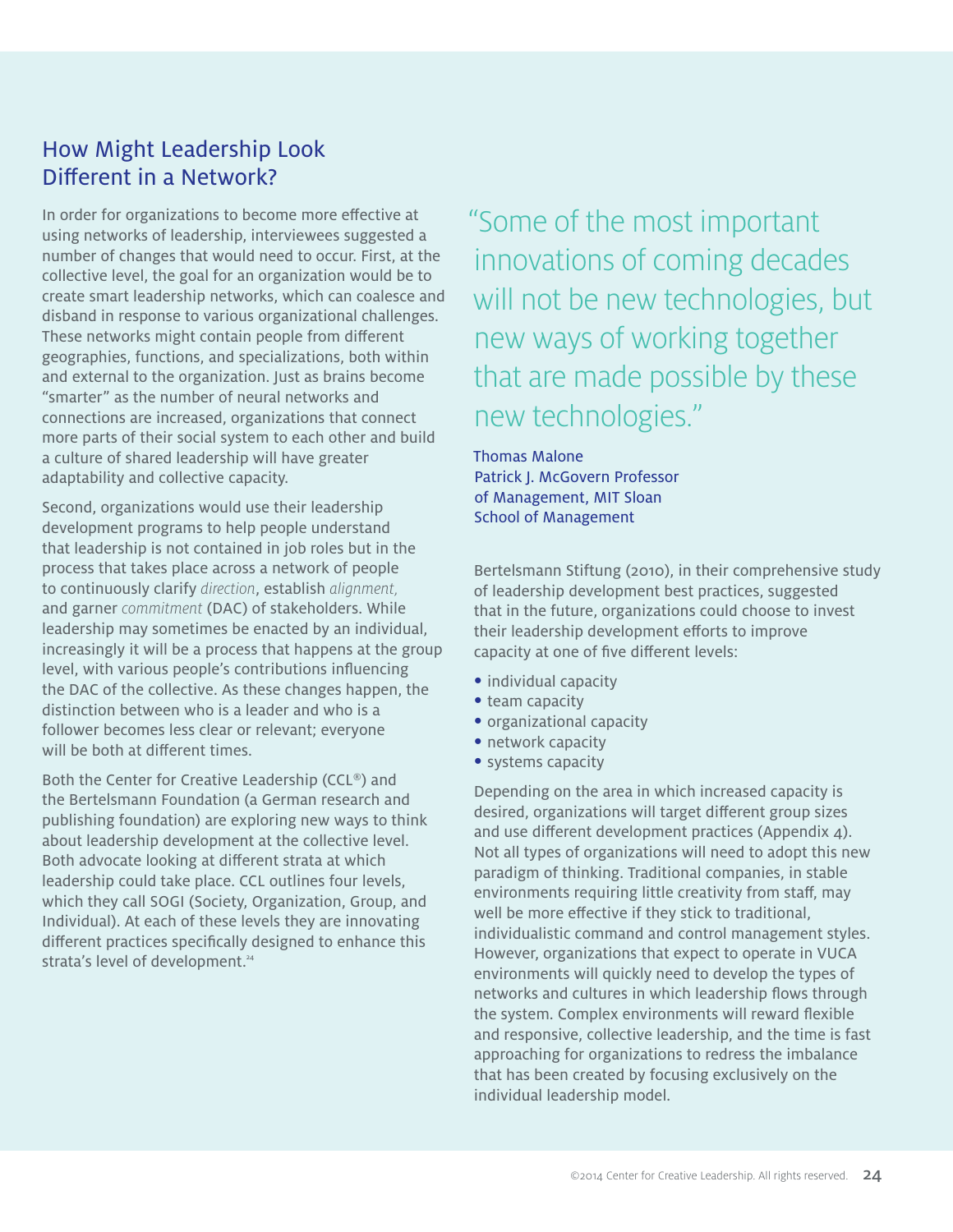## How Might Leadership Look Different in a Network?

In order for organizations to become more effective at using networks of leadership, interviewees suggested a number of changes that would need to occur. First, at the collective level, the goal for an organization would be to create smart leadership networks, which can coalesce and disband in response to various organizational challenges. These networks might contain people from different geographies, functions, and specializations, both within and external to the organization. Just as brains become "smarter" as the number of neural networks and connections are increased, organizations that connect more parts of their social system to each other and build a culture of shared leadership will have greater adaptability and collective capacity.

Second, organizations would use their leadership development programs to help people understand that leadership is not contained in job roles but in the process that takes place across a network of people to continuously clarify *direction*, establish *alignment,* and garner *commitment* (DAC) of stakeholders. While leadership may sometimes be enacted by an individual, increasingly it will be a process that happens at the group level, with various people's contributions influencing the DAC of the collective. As these changes happen, the distinction between who is a leader and who is a follower becomes less clear or relevant; everyone will be both at different times.

Both the Center for Creative Leadership (CCL®) and the Bertelsmann Foundation (a German research and publishing foundation) are exploring new ways to think about leadership development at the collective level. Both advocate looking at different strata at which leadership could take place. CCL outlines four levels, which they call SOGI (Society, Organization, Group, and Individual). At each of these levels they are innovating different practices specifically designed to enhance this strata's level of development.[24]

> "Some of the most important innovations of coming decades will not be new technologies, but new ways of working together that are made possible by these new technologies."
>
> Thomas Malone
> Patrick J. McGovern Professor of Management, MIT Sloan School of Management

Bertelsmann Stiftung (2010), in their comprehensive study of leadership development best practices, suggested that in the future, organizations could choose to invest their leadership development efforts to improve capacity at one of five different levels:

- individual capacity
- team capacity
- organizational capacity
- network capacity
- systems capacity

Depending on the area in which increased capacity is desired, organizations will target different group sizes and use different development practices (Appendix 4). Not all types of organizations will need to adopt this new paradigm of thinking. Traditional companies, in stable environments requiring little creativity from staff, may well be more effective if they stick to traditional, individualistic command and control management styles. However, organizations that expect to operate in VUCA environments will quickly need to develop the types of networks and cultures in which leadership flows through the system. Complex environments will reward flexible and responsive, collective leadership, and the time is fast approaching for organizations to redress the imbalance that has been created by focusing exclusively on the individual leadership model.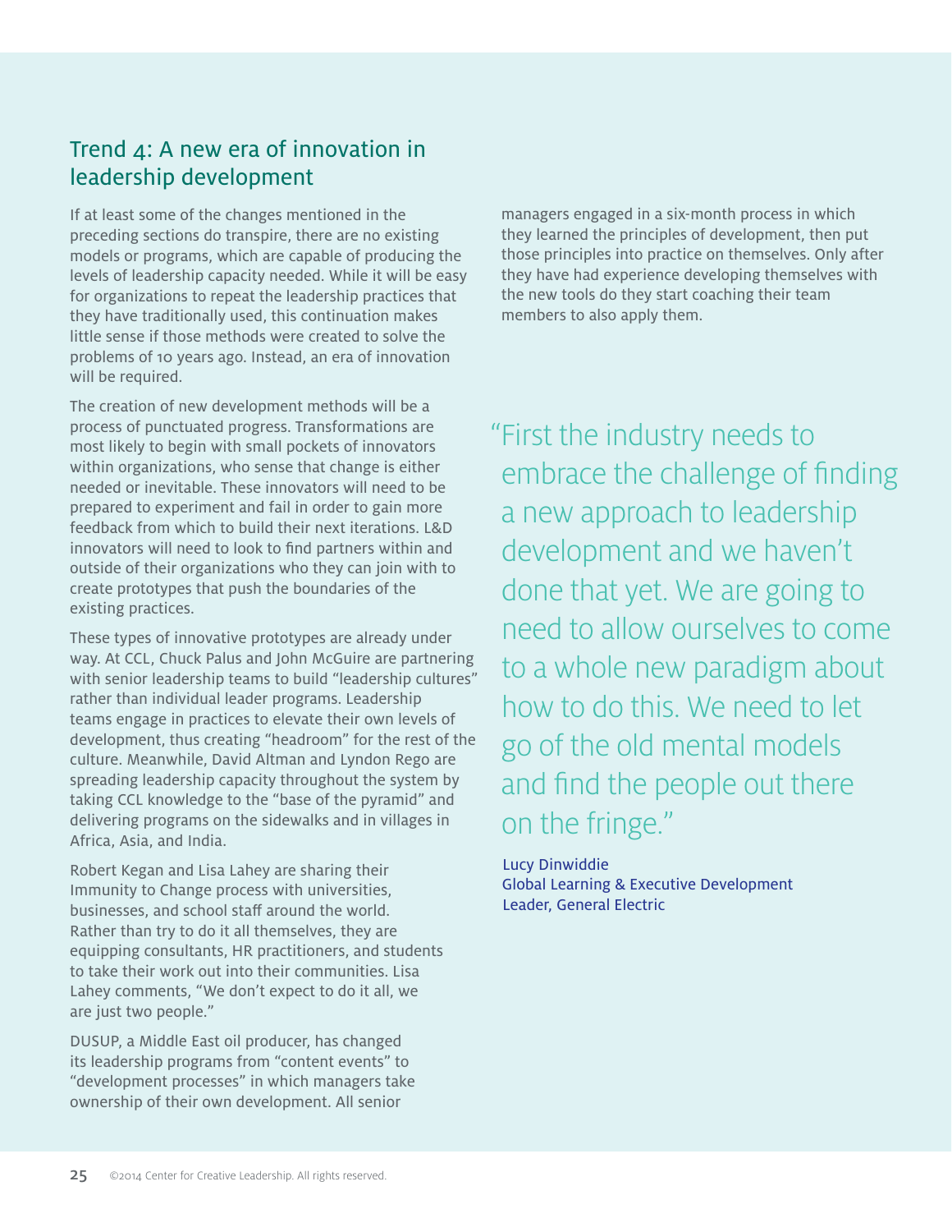## Trend 4: A new era of innovation in leadership development

If at least some of the changes mentioned in the preceding sections do transpire, there are no existing models or programs, which are capable of producing the levels of leadership capacity needed. While it will be easy for organizations to repeat the leadership practices that they have traditionally used, this continuation makes little sense if those methods were created to solve the problems of 10 years ago. Instead, an era of innovation will be required.

The creation of new development methods will be a process of punctuated progress. Transformations are most likely to begin with small pockets of innovators within organizations, who sense that change is either needed or inevitable. These innovators will need to be prepared to experiment and fail in order to gain more feedback from which to build their next iterations. L&D innovators will need to look to find partners within and outside of their organizations who they can join with to create prototypes that push the boundaries of the existing practices.

These types of innovative prototypes are already under way. At CCL, Chuck Palus and John McGuire are partnering with senior leadership teams to build "leadership cultures" rather than individual leader programs. Leadership teams engage in practices to elevate their own levels of development, thus creating "headroom" for the rest of the culture. Meanwhile, David Altman and Lyndon Rego are spreading leadership capacity throughout the system by taking CCL knowledge to the "base of the pyramid" and delivering programs on the sidewalks and in villages in Africa, Asia, and India.

Robert Kegan and Lisa Lahey are sharing their Immunity to Change process with universities, businesses, and school staff around the world. Rather than try to do it all themselves, they are equipping consultants, HR practitioners, and students to take their work out into their communities. Lisa Lahey comments, "We don't expect to do it all, we are just two people."

DUSUP, a Middle East oil producer, has changed its leadership programs from "content events" to "development processes" in which managers take ownership of their own development. All senior managers engaged in a six-month process in which they learned the principles of development, then put those principles into practice on themselves. Only after they have had experience developing themselves with the new tools do they start coaching their team members to also apply them.

> "First the industry needs to embrace the challenge of finding a new approach to leadership development and we haven't done that yet. We are going to need to allow ourselves to come to a whole new paradigm about how to do this. We need to let go of the old mental models and find the people out there on the fringe."
>
> Lucy Dinwiddie
> Global Learning & Executive Development Leader, General Electric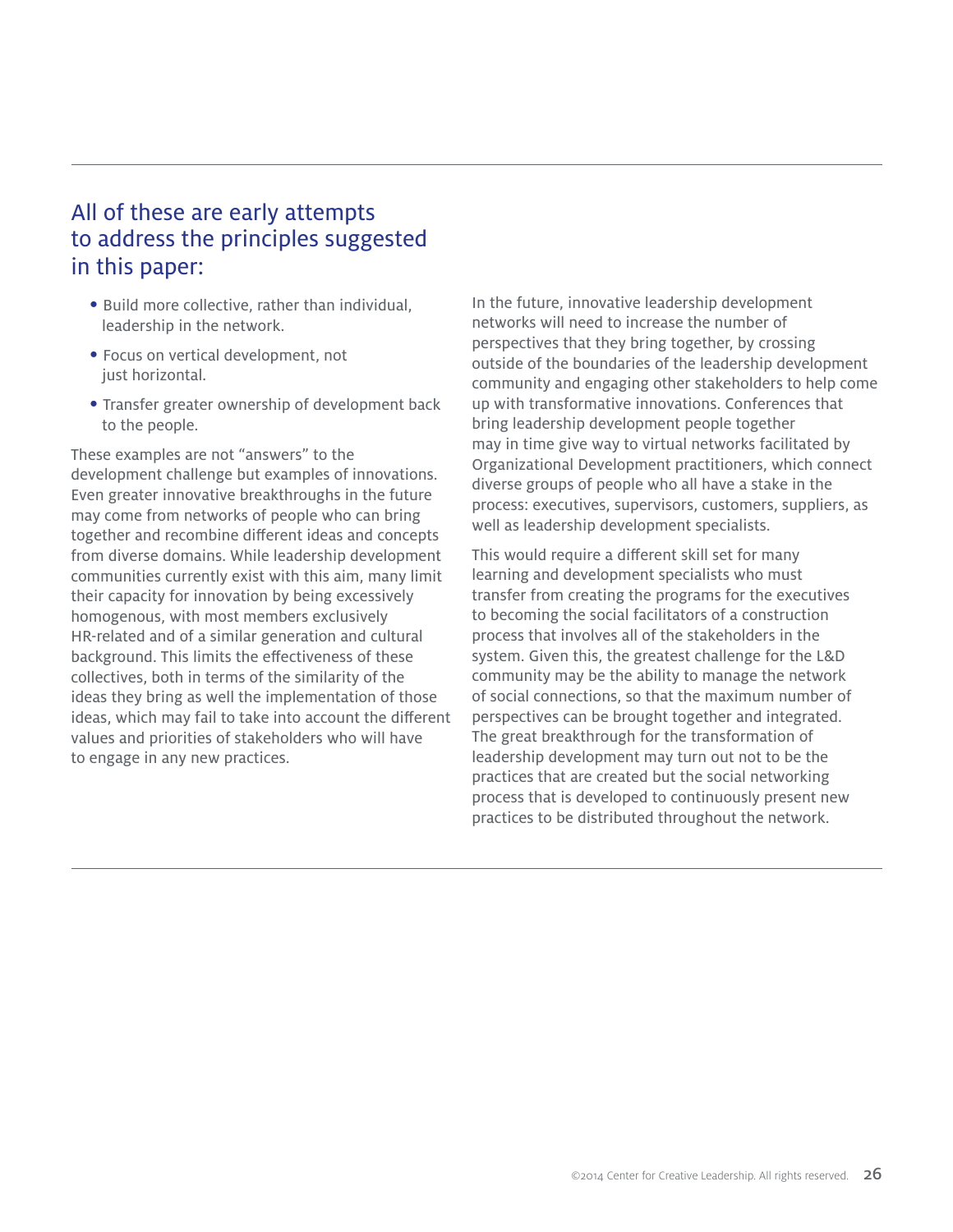## All of these are early attempts to address the principles suggested in this paper:

- Build more collective, rather than individual, leadership in the network.
- Focus on vertical development, not just horizontal.
- Transfer greater ownership of development back to the people.

These examples are not “answers” to the development challenge but examples of innovations. Even greater innovative breakthroughs in the future may come from networks of people who can bring together and recombine different ideas and concepts from diverse domains. While leadership development communities currently exist with this aim, many limit their capacity for innovation by being excessively homogenous, with most members exclusively HR-related and of a similar generation and cultural background. This limits the effectiveness of these collectives, both in terms of the similarity of the ideas they bring as well the implementation of those ideas, which may fail to take into account the different values and priorities of stakeholders who will have to engage in any new practices.

In the future, innovative leadership development networks will need to increase the number of perspectives that they bring together, by crossing outside of the boundaries of the leadership development community and engaging other stakeholders to help come up with transformative innovations. Conferences that bring leadership development people together may in time give way to virtual networks facilitated by Organizational Development practitioners, which connect diverse groups of people who all have a stake in the process: executives, supervisors, customers, suppliers, as well as leadership development specialists.

This would require a different skill set for many learning and development specialists who must transfer from creating the programs for the executives to becoming the social facilitators of a construction process that involves all of the stakeholders in the system. Given this, the greatest challenge for the L&D community may be the ability to manage the network of social connections, so that the maximum number of perspectives can be brought together and integrated. The great breakthrough for the transformation of leadership development may turn out not to be the practices that are created but the social networking process that is developed to continuously present new practices to be distributed throughout the network.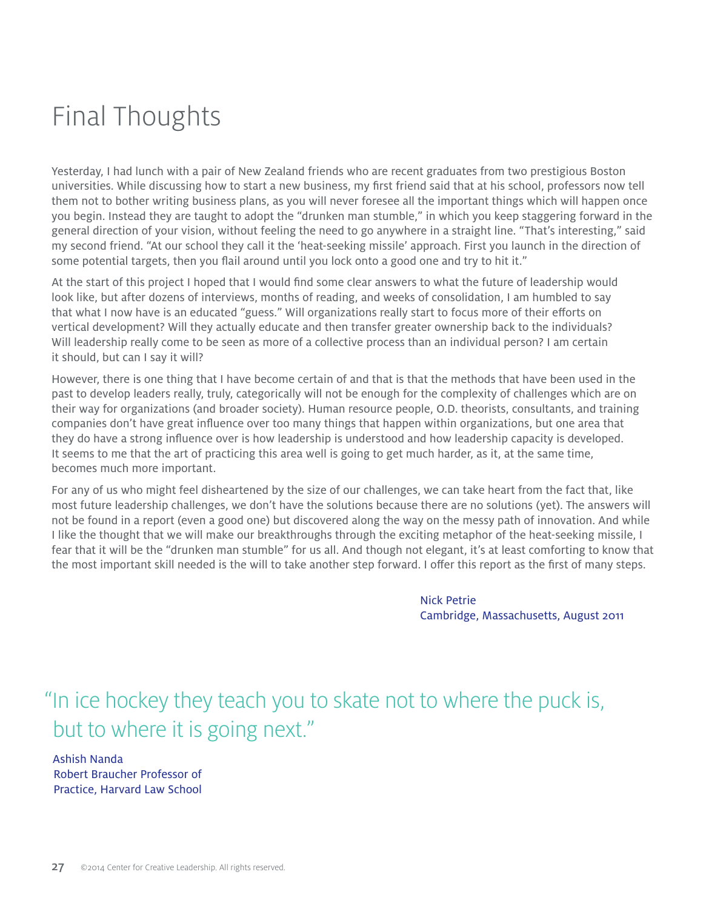# Final Thoughts

Yesterday, I had lunch with a pair of New Zealand friends who are recent graduates from two prestigious Boston universities. While discussing how to start a new business, my first friend said that at his school, professors now tell them not to bother writing business plans, as you will never foresee all the important things which will happen once you begin. Instead they are taught to adopt the "drunken man stumble," in which you keep staggering forward in the general direction of your vision, without feeling the need to go anywhere in a straight line. "That's interesting," said my second friend. "At our school they call it the 'heat-seeking missile' approach. First you launch in the direction of some potential targets, then you flail around until you lock onto a good one and try to hit it."

At the start of this project I hoped that I would find some clear answers to what the future of leadership would look like, but after dozens of interviews, months of reading, and weeks of consolidation, I am humbled to say that what I now have is an educated "guess." Will organizations really start to focus more of their efforts on vertical development? Will they actually educate and then transfer greater ownership back to the individuals? Will leadership really come to be seen as more of a collective process than an individual person? I am certain it should, but can I say it will?

However, there is one thing that I have become certain of and that is that the methods that have been used in the past to develop leaders really, truly, categorically will not be enough for the complexity of challenges which are on their way for organizations (and broader society). Human resource people, O.D. theorists, consultants, and training companies don't have great influence over too many things that happen within organizations, but one area that they do have a strong influence over is how leadership is understood and how leadership capacity is developed. It seems to me that the art of practicing this area well is going to get much harder, as it, at the same time, becomes much more important.

For any of us who might feel disheartened by the size of our challenges, we can take heart from the fact that, like most future leadership challenges, we don't have the solutions because there are no solutions (yet). The answers will not be found in a report (even a good one) but discovered along the way on the messy path of innovation. And while I like the thought that we will make our breakthroughs through the exciting metaphor of the heat-seeking missile, I fear that it will be the "drunken man stumble" for us all. And though not elegant, it's at least comforting to know that the most important skill needed is the will to take another step forward. I offer this report as the first of many steps.

Nick Petrie
Cambridge, Massachusetts, August 2011

> "In ice hockey they teach you to skate not to where the puck is, but to where it is going next."
>
> Ashish Nanda
> Robert Braucher Professor of Practice, Harvard Law School

©2014 Center for Creative Leadership. All rights reserved.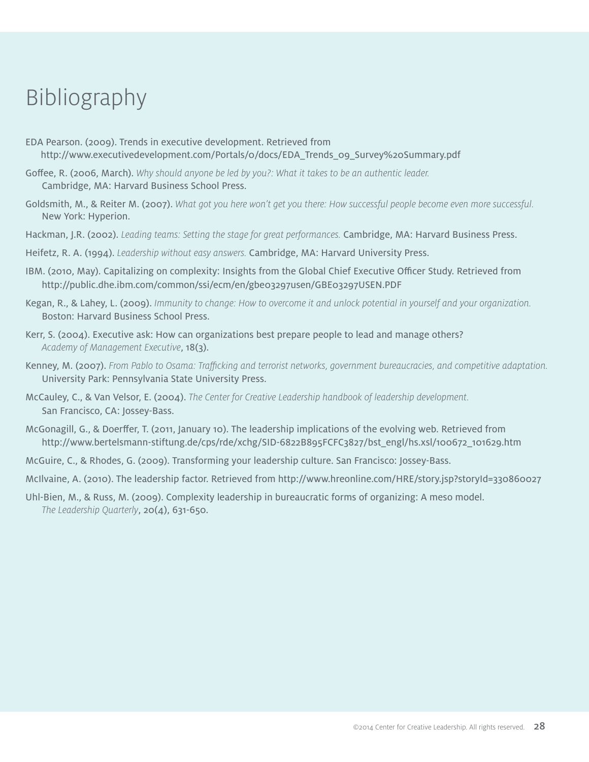# Bibliography

EDA Pearson. (2009). Trends in executive development. Retrieved from http://www.executivedevelopment.com/Portals/0/docs/EDA_Trends_09_Survey%20Summary.pdf

Goffee, R. (2006, March). *Why should anyone be led by you?: What it takes to be an authentic leader.* Cambridge, MA: Harvard Business School Press.

Goldsmith, M., & Reiter M. (2007). *What got you here won't get you there: How successful people become even more successful.* New York: Hyperion.

Hackman, J.R. (2002). *Leading teams: Setting the stage for great performances.* Cambridge, MA: Harvard Business Press.

Heifetz, R. A. (1994). *Leadership without easy answers.* Cambridge, MA: Harvard University Press.

IBM. (2010, May). Capitalizing on complexity: Insights from the Global Chief Executive Officer Study. Retrieved from http://public.dhe.ibm.com/common/ssi/ecm/en/gbe03297usen/GBE03297USEN.PDF

Kegan, R., & Lahey, L. (2009). *Immunity to change: How to overcome it and unlock potential in yourself and your organization.* Boston: Harvard Business School Press.

Kerr, S. (2004). Executive ask: How can organizations best prepare people to lead and manage others? *Academy of Management Executive*, 18(3).

Kenney, M. (2007). *From Pablo to Osama: Trafficking and terrorist networks, government bureaucracies, and competitive adaptation.* University Park: Pennsylvania State University Press.

McCauley, C., & Van Velsor, E. (2004). *The Center for Creative Leadership handbook of leadership development.* San Francisco, CA: Jossey-Bass.

McGonagill, G., & Doerffer, T. (2011, January 10). The leadership implications of the evolving web. Retrieved from http://www.bertelsmann-stiftung.de/cps/rde/xchg/SID-6822B895FCFC3827/bst_engl/hs.xsl/100672_101629.htm

McGuire, C., & Rhodes, G. (2009). Transforming your leadership culture. San Francisco: Jossey-Bass.

McIlvaine, A. (2010). The leadership factor. Retrieved from http://www.hreonline.com/HRE/story.jsp?storyId=330860027

Uhl-Bien, M., & Russ, M. (2009). Complexity leadership in bureaucratic forms of organizing: A meso model. *The Leadership Quarterly*, 20(4), 631-650.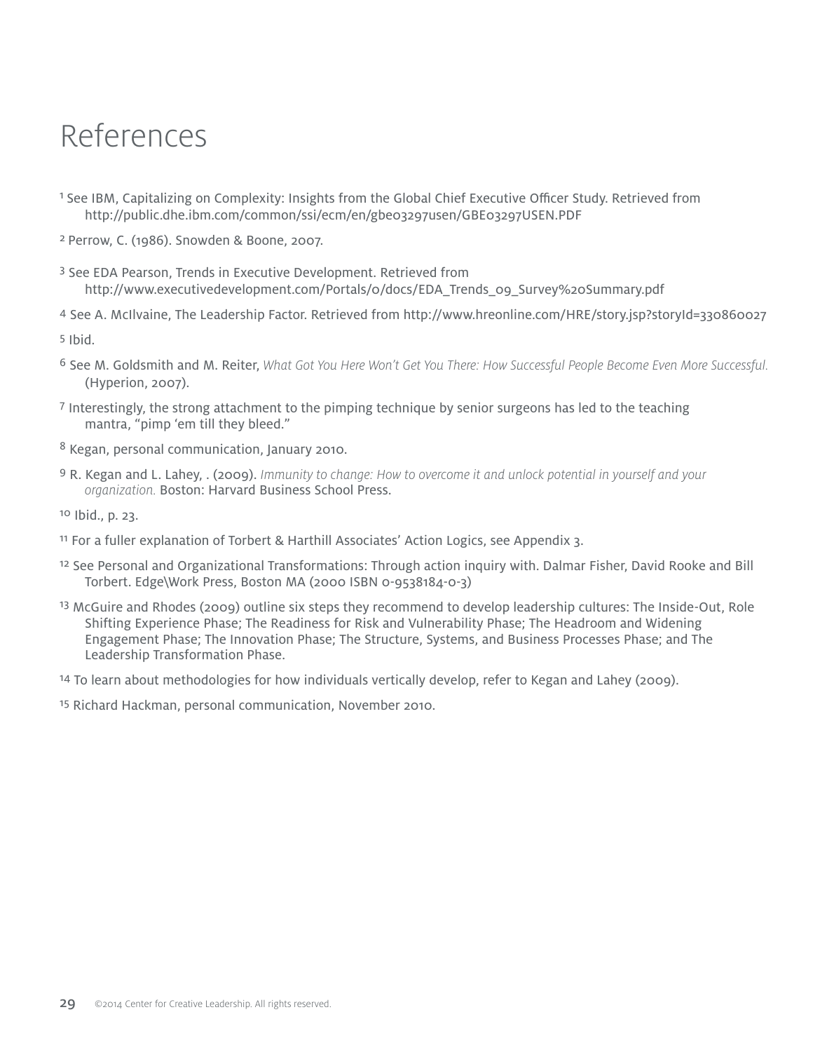# References

[1] See IBM, Capitalizing on Complexity: Insights from the Global Chief Executive Officer Study. Retrieved from http://public.dhe.ibm.com/common/ssi/ecm/en/gbe03297usen/GBE03297USEN.PDF

[2] Perrow, C. (1986). Snowden & Boone, 2007.

[3] See EDA Pearson, Trends in Executive Development. Retrieved from http://www.executivedevelopment.com/Portals/0/docs/EDA_Trends_09_Survey%20Summary.pdf

[4] See A. McIlvaine, The Leadership Factor. Retrieved from http://www.hreonline.com/HRE/story.jsp?storyId=330860027

[5] Ibid.

[6] See M. Goldsmith and M. Reiter, *What Got You Here Won't Get You There: How Successful People Become Even More Successful.* (Hyperion, 2007).

[7] Interestingly, the strong attachment to the pimping technique by senior surgeons has led to the teaching mantra, "pimp 'em till they bleed."

[8] Kegan, personal communication, January 2010.

[9] R. Kegan and L. Lahey, . (2009). *Immunity to change: How to overcome it and unlock potential in yourself and your organization.* Boston: Harvard Business School Press.

[10] Ibid., p. 23.

[11] For a fuller explanation of Torbert & Harthill Associates' Action Logics, see Appendix 3.

[12] See Personal and Organizational Transformations: Through action inquiry with. Dalmar Fisher, David Rooke and Bill Torbert. Edge\Work Press, Boston MA (2000 ISBN 0-9538184-0-3)

[13] McGuire and Rhodes (2009) outline six steps they recommend to develop leadership cultures: The Inside-Out, Role Shifting Experience Phase; The Readiness for Risk and Vulnerability Phase; The Headroom and Widening Engagement Phase; The Innovation Phase; The Structure, Systems, and Business Processes Phase; and The Leadership Transformation Phase.

[14] To learn about methodologies for how individuals vertically develop, refer to Kegan and Lahey (2009).

[15] Richard Hackman, personal communication, November 2010.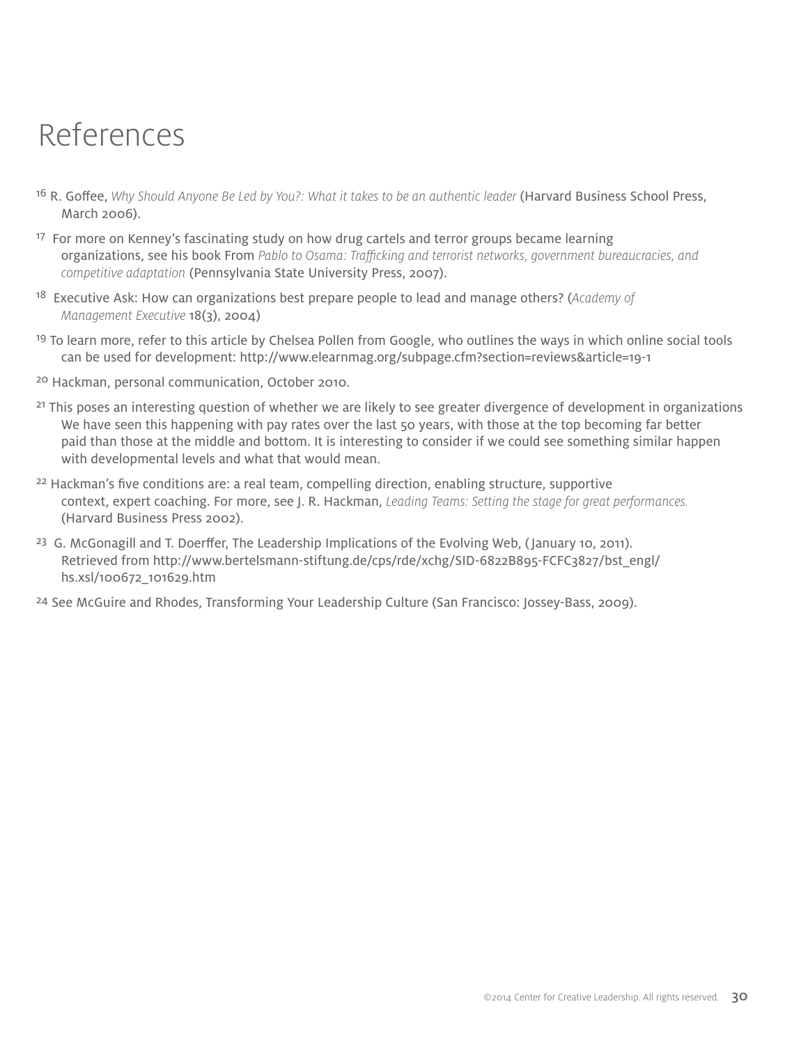# References

[16] R. Goffee, *Why Should Anyone Be Led by You?: What it takes to be an authentic leader* (Harvard Business School Press, March 2006).

[17] For more on Kenney's fascinating study on how drug cartels and terror groups became learning organizations, see his book From *Pablo to Osama: Trafficking and terrorist networks, government bureaucracies, and competitive adaptation* (Pennsylvania State University Press, 2007).

[18] Executive Ask: How can organizations best prepare people to lead and manage others? (*Academy of Management Executive* 18(3), 2004)

[19] To learn more, refer to this article by Chelsea Pollen from Google, who outlines the ways in which online social tools can be used for development: http://www.elearnmag.org/subpage.cfm?section=reviews&article=19-1

[20] Hackman, personal communication, October 2010.

[21] This poses an interesting question of whether we are likely to see greater divergence of development in organizations We have seen this happening with pay rates over the last 50 years, with those at the top becoming far better paid than those at the middle and bottom. It is interesting to consider if we could see something similar happen with developmental levels and what that would mean.

[22] Hackman's five conditions are: a real team, compelling direction, enabling structure, supportive context, expert coaching. For more, see J. R. Hackman, *Leading Teams: Setting the stage for great performances.* (Harvard Business Press 2002).

[23] G. McGonagill and T. Doerffer, The Leadership Implications of the Evolving Web, (January 10, 2011). Retrieved from http://www.bertelsmann-stiftung.de/cps/rde/xchg/SID-6822B895-FCFC3827/bst_engl/hs.xsl/100672_101629.htm

[24] See McGuire and Rhodes, Transforming Your Leadership Culture (San Francisco: Jossey-Bass, 2009).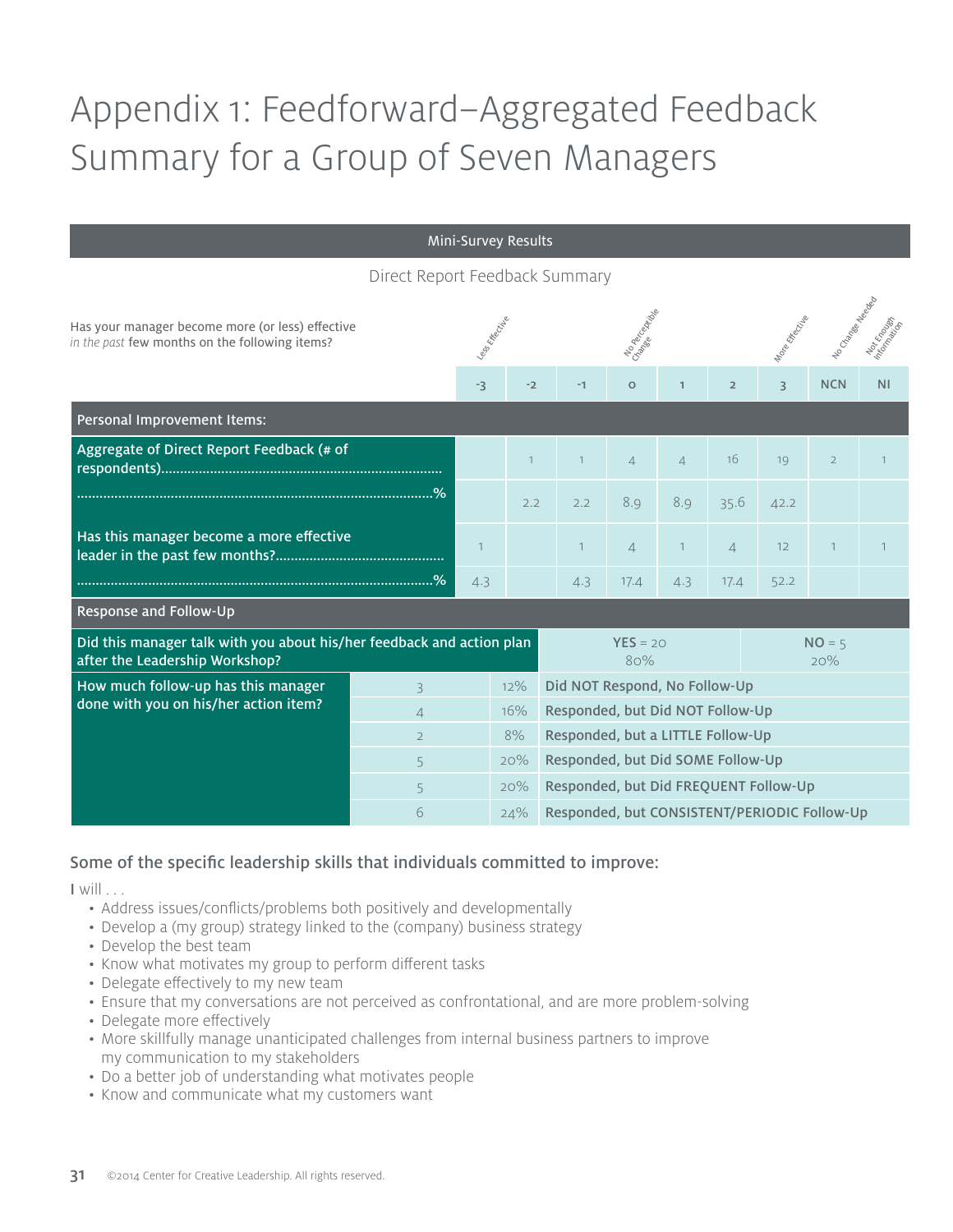# Appendix 1: Feedforward–Aggregated Feedback Summary for a Group of Seven Managers

**Mini-Survey Results**

Direct Report Feedback Summary

| Has your manager become more (or less) effective *in the past* few months on the following items? | -3 (Less Effective) | -2 | -1 | 0 (No Perceptible Change) | 1 | 2 | 3 (More Effective) | NCN (No Change Needed) | NI (Not Enough Information) |
|---|---|---|---|---|---|---|---|---|---|
| **Personal Improvement Items:** | | | | | | | | | |
| Aggregate of Direct Report Feedback (# of respondents)........ | | 1 | 1 | 4 | 4 | 16 | 19 | 2 | 1 |
| ........% | | 2.2 | 2.2 | 8.9 | 8.9 | 35.6 | 42.2 | | |
| Has this manager become a more effective leader in the past few months?........ | 1 | | 1 | 4 | 1 | 4 | 12 | 1 | 1 |
| ........% | 4.3 | | 4.3 | 17.4 | 4.3 | 17.4 | 52.2 | | |

**Response and Follow-Up**

| Did this manager talk with you about his/her feedback and action plan after the Leadership Workshop? | | | YES = 20 (80%) | NO = 5 (20%) |
|---|---|---|---|---|
| How much follow-up has this manager done with you on his/her action item? | 3 | 12% | Did NOT Respond, No Follow-Up | |
| | 4 | 16% | Responded, but Did NOT Follow-Up | |
| | 2 | 8% | Responded, but a LITTLE Follow-Up | |
| | 5 | 20% | Responded, but Did SOME Follow-Up | |
| | 5 | 20% | Responded, but Did FREQUENT Follow-Up | |
| | 6 | 24% | Responded, but CONSISTENT/PERIODIC Follow-Up | |

### Some of the specific leadership skills that individuals committed to improve:

I will . . .

- Address issues/conflicts/problems both positively and developmentally
- Develop a (my group) strategy linked to the (company) business strategy
- Develop the best team
- Know what motivates my group to perform different tasks
- Delegate effectively to my new team
- Ensure that my conversations are not perceived as confrontational, and are more problem-solving
- Delegate more effectively
- More skillfully manage unanticipated challenges from internal business partners to improve my communication to my stakeholders
- Do a better job of understanding what motivates people
- Know and communicate what my customers want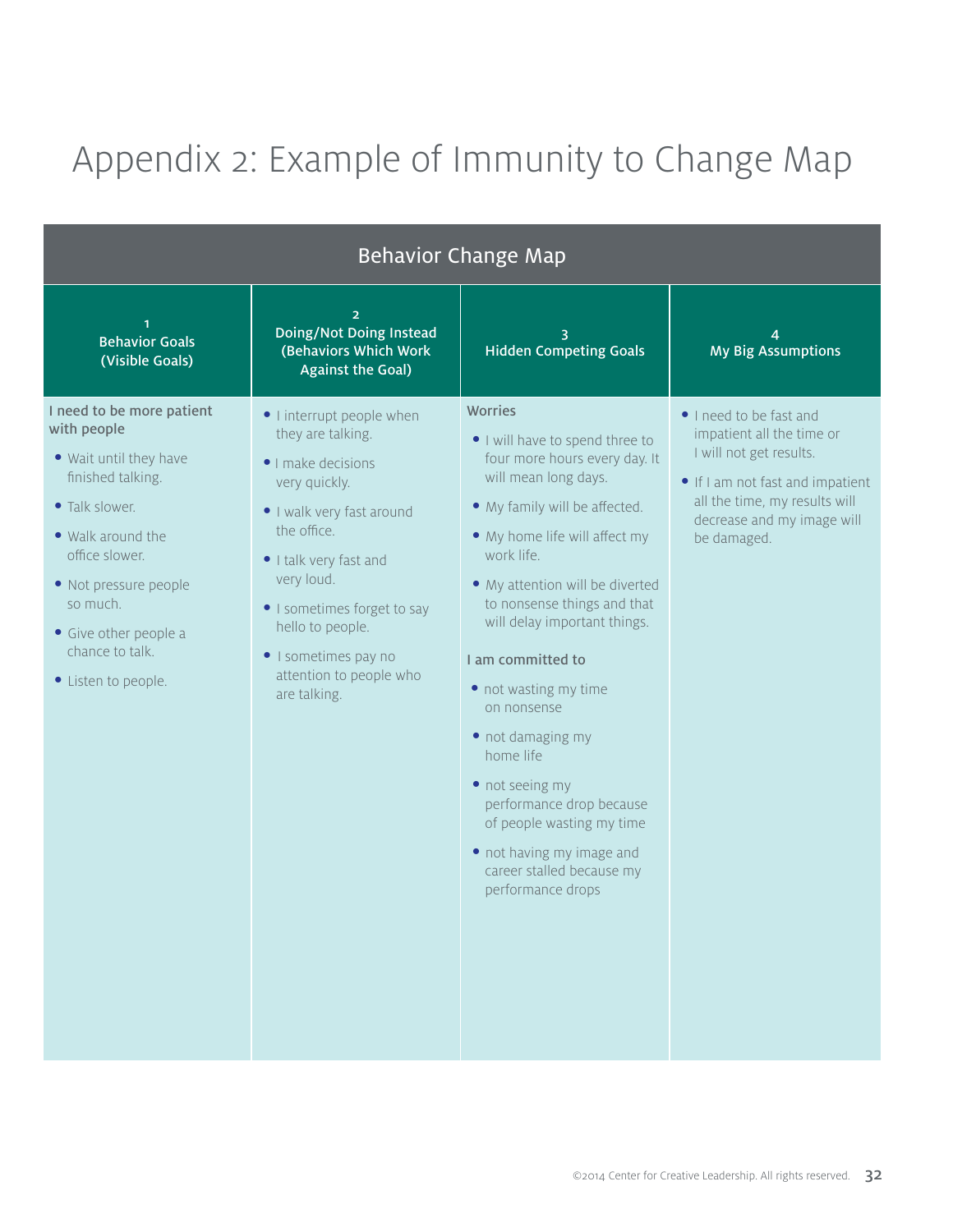# Appendix 2: Example of Immunity to Change Map

**Behavior Change Map**

| 1<br>Behavior Goals<br>(Visible Goals) | 2<br>Doing/Not Doing Instead<br>(Behaviors Which Work Against the Goal) | 3<br>Hidden Competing Goals | 4<br>My Big Assumptions |
|---|---|---|---|
| **I need to be more patient with people**<br>• Wait until they have finished talking.<br>• Talk slower.<br>• Walk around the office slower.<br>• Not pressure people so much.<br>• Give other people a chance to talk.<br>• Listen to people. | • I interrupt people when they are talking.<br>• I make decisions very quickly.<br>• I walk very fast around the office.<br>• I talk very fast and very loud.<br>• I sometimes forget to say hello to people.<br>• I sometimes pay no attention to people who are talking. | **Worries**<br>• I will have to spend three to four more hours every day. It will mean long days.<br>• My family will be affected.<br>• My home life will affect my work life.<br>• My attention will be diverted to nonsense things and that will delay important things.<br>**I am committed to**<br>• not wasting my time on nonsense<br>• not damaging my home life<br>• not seeing my performance drop because of people wasting my time<br>• not having my image and career stalled because my performance drops | • I need to be fast and impatient all the time or I will not get results.<br>• If I am not fast and impatient all the time, my results will decrease and my image will be damaged. |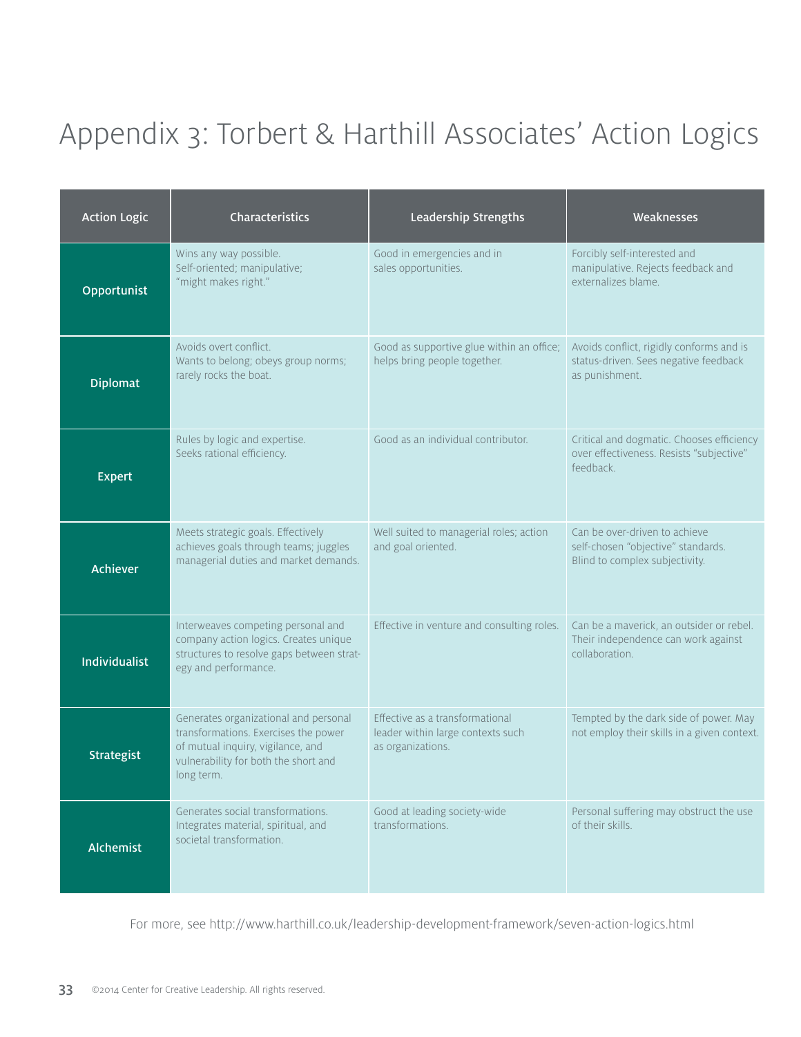# Appendix 3: Torbert & Harthill Associates' Action Logics

| Action Logic | Characteristics | Leadership Strengths | Weaknesses |
|---|---|---|---|
| **Opportunist** | Wins any way possible. Self-oriented; manipulative; "might makes right." | Good in emergencies and in sales opportunities. | Forcibly self-interested and manipulative. Rejects feedback and externalizes blame. |
| **Diplomat** | Avoids overt conflict. Wants to belong; obeys group norms; rarely rocks the boat. | Good as supportive glue within an office; helps bring people together. | Avoids conflict, rigidly conforms and is status-driven. Sees negative feedback as punishment. |
| **Expert** | Rules by logic and expertise. Seeks rational efficiency. | Good as an individual contributor. | Critical and dogmatic. Chooses efficiency over effectiveness. Resists "subjective" feedback. |
| **Achiever** | Meets strategic goals. Effectively achieves goals through teams; juggles managerial duties and market demands. | Well suited to managerial roles; action and goal oriented. | Can be over-driven to achieve self-chosen "objective" standards. Blind to complex subjectivity. |
| **Individualist** | Interweaves competing personal and company action logics. Creates unique structures to resolve gaps between strategy and performance. | Effective in venture and consulting roles. | Can be a maverick, an outsider or rebel. Their independence can work against collaboration. |
| **Strategist** | Generates organizational and personal transformations. Exercises the power of mutual inquiry, vigilance, and vulnerability for both the short and long term. | Effective as a transformational leader within large contexts such as organizations. | Tempted by the dark side of power. May not employ their skills in a given context. |
| **Alchemist** | Generates social transformations. Integrates material, spiritual, and societal transformation. | Good at leading society-wide transformations. | Personal suffering may obstruct the use of their skills. |

For more, see http://www.harthill.co.uk/leadership-development-framework/seven-action-logics.html

©2014 Center for Creative Leadership. All rights reserved.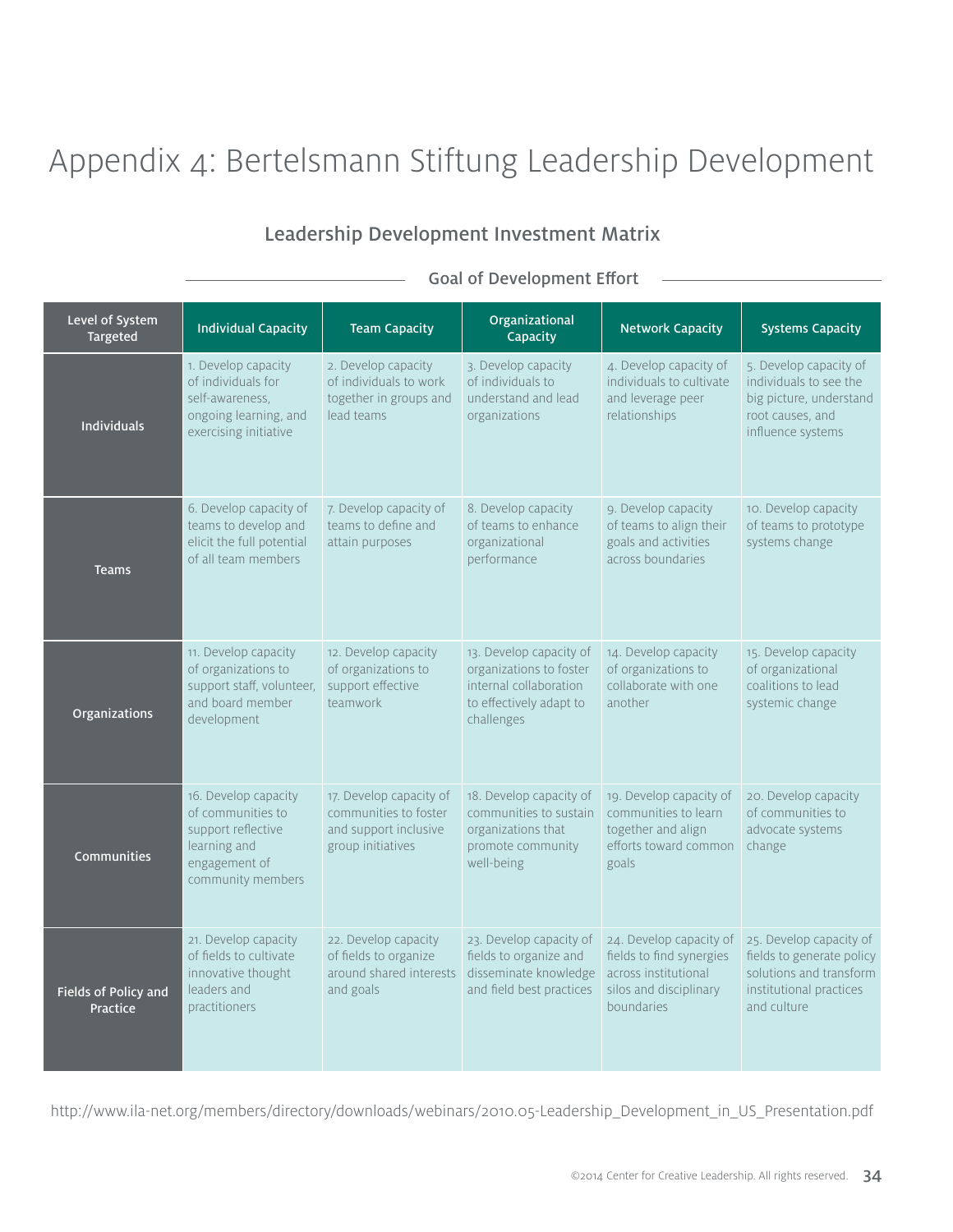# Appendix 4: Bertelsmann Stiftung Leadership Development

## Leadership Development Investment Matrix

### Goal of Development Effort

| Level of System Targeted | Individual Capacity | Team Capacity | Organizational Capacity | Network Capacity | Systems Capacity |
|---|---|---|---|---|---|
| **Individuals** | 1. Develop capacity of individuals for self-awareness, ongoing learning, and exercising initiative | 2. Develop capacity of individuals to work together in groups and lead teams | 3. Develop capacity of individuals to understand and lead organizations | 4. Develop capacity of individuals to cultivate and leverage peer relationships | 5. Develop capacity of individuals to see the big picture, understand root causes, and influence systems |
| **Teams** | 6. Develop capacity of teams to develop and elicit the full potential of all team members | 7. Develop capacity of teams to define and attain purposes | 8. Develop capacity of teams to enhance organizational performance | 9. Develop capacity of teams to align their goals and activities across boundaries | 10. Develop capacity of teams to prototype systems change |
| **Organizations** | 11. Develop capacity of organizations to support staff, volunteer, and board member development | 12. Develop capacity of organizations to support effective teamwork | 13. Develop capacity of organizations to foster internal collaboration to effectively adapt to challenges | 14. Develop capacity of organizations to collaborate with one another | 15. Develop capacity of organizational coalitions to lead systemic change |
| **Communities** | 16. Develop capacity of communities to support reflective learning and engagement of community members | 17. Develop capacity of communities to foster and support inclusive group initiatives | 18. Develop capacity of communities to sustain organizations that promote community well-being | 19. Develop capacity of communities to learn together and align efforts toward common goals | 20. Develop capacity of communities to advocate systems change |
| **Fields of Policy and Practice** | 21. Develop capacity of fields to cultivate innovative thought leaders and practitioners | 22. Develop capacity of fields to organize around shared interests and goals | 23. Develop capacity of fields to organize and disseminate knowledge and field best practices | 24. Develop capacity of fields to find synergies across institutional silos and disciplinary boundaries | 25. Develop capacity of fields to generate policy solutions and transform institutional practices and culture |

http://www.ila-net.org/members/directory/downloads/webinars/2010.05-Leadership_Development_in_US_Presentation.pdf

©2014 Center for Creative Leadership. All rights reserved.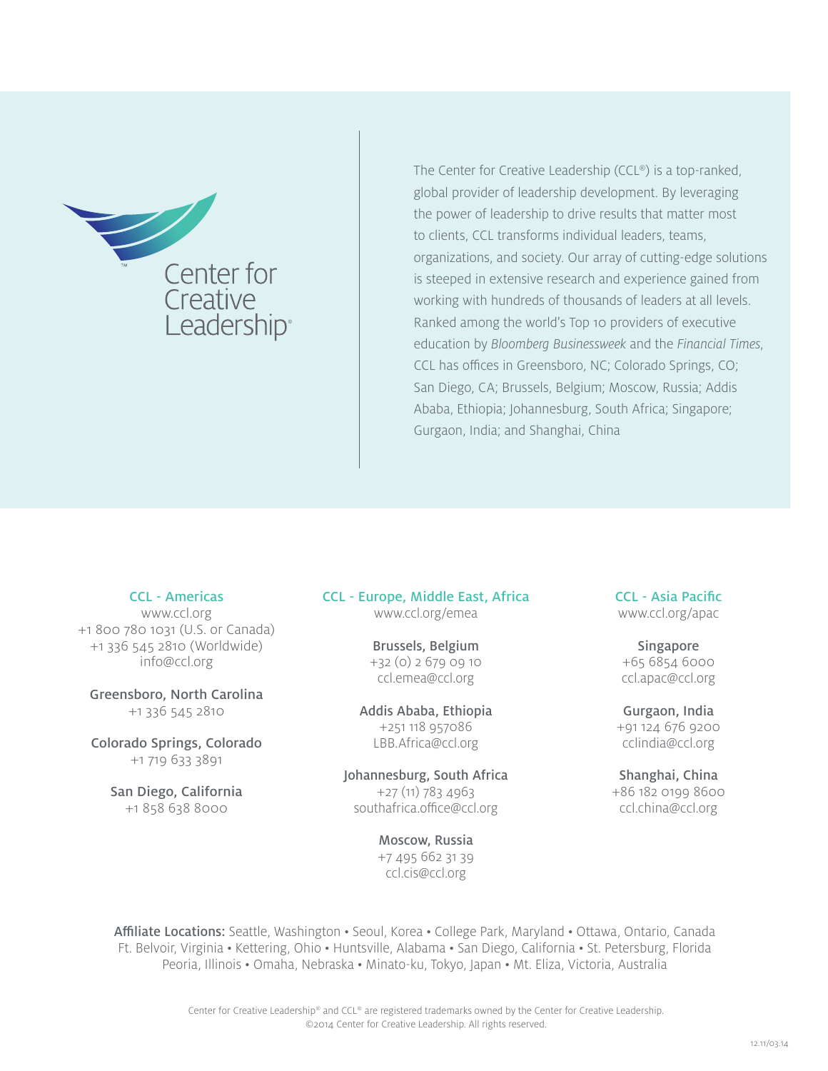Center for Creative Leadership®

The Center for Creative Leadership (CCL®) is a top-ranked, global provider of leadership development. By leveraging the power of leadership to drive results that matter most to clients, CCL transforms individual leaders, teams, organizations, and society. Our array of cutting-edge solutions is steeped in extensive research and experience gained from working with hundreds of thousands of leaders at all levels. Ranked among the world's Top 10 providers of executive education by *Bloomberg Businessweek* and the *Financial Times*, CCL has offices in Greensboro, NC; Colorado Springs, CO; San Diego, CA; Brussels, Belgium; Moscow, Russia; Addis Ababa, Ethiopia; Johannesburg, South Africa; Singapore; Gurgaon, India; and Shanghai, China

### CCL - Americas

www.ccl.org
+1 800 780 1031 (U.S. or Canada)
+1 336 545 2810 (Worldwide)
info@ccl.org

**Greensboro, North Carolina**
+1 336 545 2810

**Colorado Springs, Colorado**
+1 719 633 3891

**San Diego, California**
+1 858 638 8000

### CCL - Europe, Middle East, Africa

www.ccl.org/emea

**Brussels, Belgium**
+32 (0) 2 679 09 10
ccl.emea@ccl.org

**Addis Ababa, Ethiopia**
+251 118 957086
LBB.Africa@ccl.org

**Johannesburg, South Africa**
+27 (11) 783 4963
southafrica.office@ccl.org

**Moscow, Russia**
+7 495 662 31 39
ccl.cis@ccl.org

### CCL - Asia Pacific

www.ccl.org/apac

**Singapore**
+65 6854 6000
ccl.apac@ccl.org

**Gurgaon, India**
+91 124 676 9200
cclindia@ccl.org

**Shanghai, China**
+86 182 0199 8600
ccl.china@ccl.org

**Affiliate Locations:** Seattle, Washington • Seoul, Korea • College Park, Maryland • Ottawa, Ontario, Canada Ft. Belvoir, Virginia • Kettering, Ohio • Huntsville, Alabama • San Diego, California • St. Petersburg, Florida Peoria, Illinois • Omaha, Nebraska • Minato-ku, Tokyo, Japan • Mt. Eliza, Victoria, Australia

Center for Creative Leadership® and CCL® are registered trademarks owned by the Center for Creative Leadership.
©2014 Center for Creative Leadership. All rights reserved.

12.11/03.14